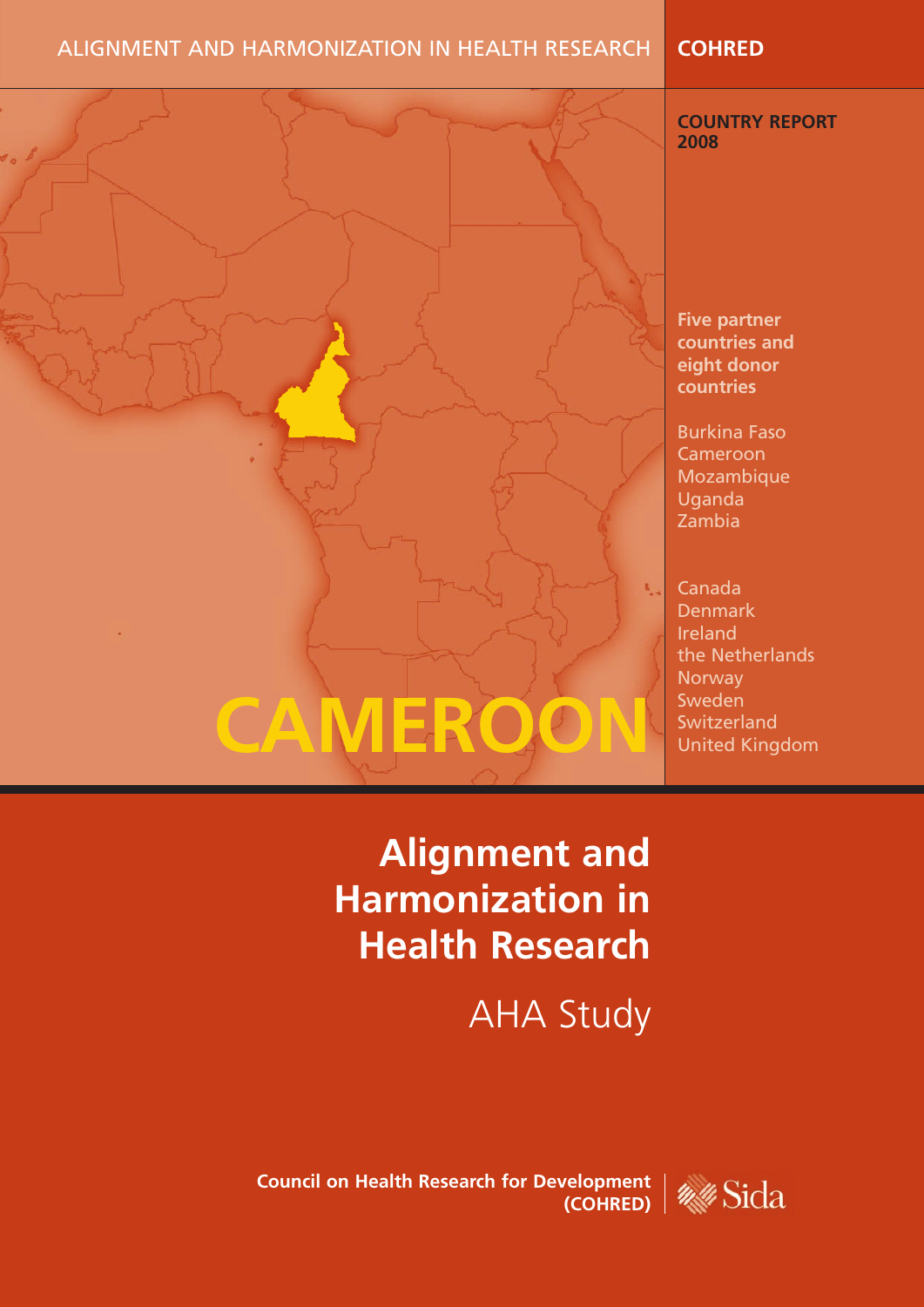ALIGNMENT AND HARMONIZATION IN HEALTH RESEARCH

**COHRED**

**COUNTRY REPORT 2008**

# CAMEROON

**Five partner countries and eight donor countries**

Burkina Faso
Cameroon
Mozambique
Uganda
Zambia

Canada
Denmark
Ireland
the Netherlands
Norway
Sweden
Switzerland
United Kingdom

# Alignment and Harmonization in Health Research

## AHA Study

**Council on Health Research for Development (COHRED)**

Sida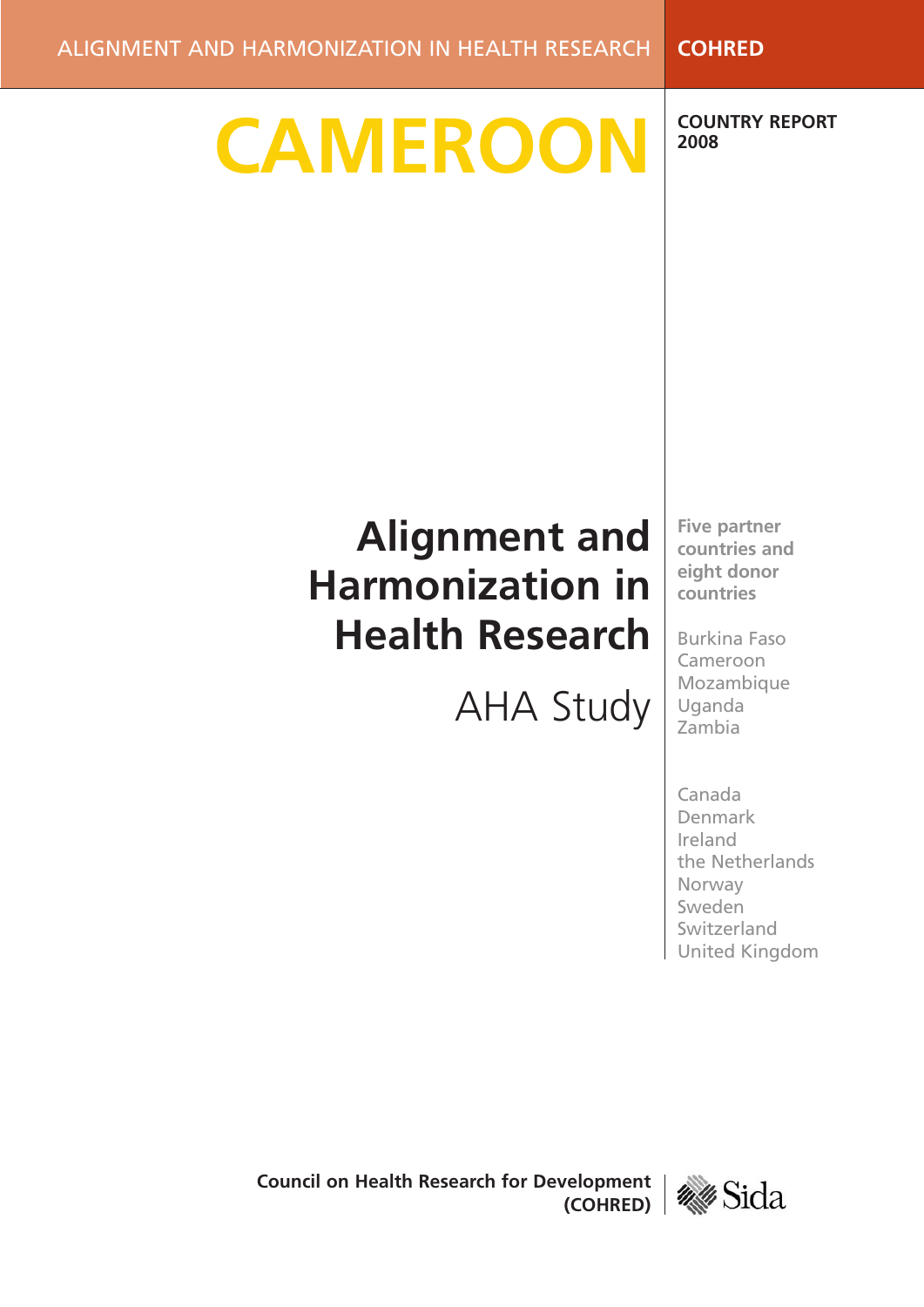ALIGNMENT AND HARMONIZATION IN HEALTH RESEARCH

**COHRED**

# CAMEROON

**COUNTRY REPORT 2008**

# Alignment and Harmonization in Health Research

## AHA Study

**Five partner countries and eight donor countries**

Burkina Faso
Cameroon
Mozambique
Uganda
Zambia

Canada
Denmark
Ireland
the Netherlands
Norway
Sweden
Switzerland
United Kingdom

**Council on Health Research for Development (COHRED)**

Sida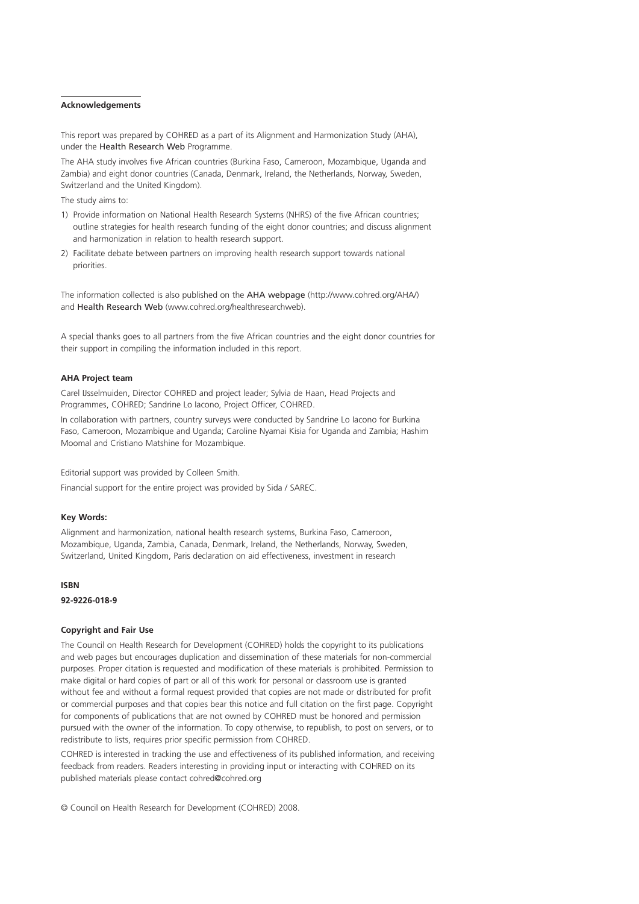## Acknowledgements

This report was prepared by COHRED as a part of its Alignment and Harmonization Study (AHA), under the Health Research Web Programme.

The AHA study involves five African countries (Burkina Faso, Cameroon, Mozambique, Uganda and Zambia) and eight donor countries (Canada, Denmark, Ireland, the Netherlands, Norway, Sweden, Switzerland and the United Kingdom).

The study aims to:

1) Provide information on National Health Research Systems (NHRS) of the five African countries; outline strategies for health research funding of the eight donor countries; and discuss alignment and harmonization in relation to health research support.
2) Facilitate debate between partners on improving health research support towards national priorities.

The information collected is also published on the AHA webpage (http://www.cohred.org/AHA/) and Health Research Web (www.cohred.org/healthresearchweb).

A special thanks goes to all partners from the five African countries and the eight donor countries for their support in compiling the information included in this report.

**AHA Project team**

Carel IJsselmuiden, Director COHRED and project leader; Sylvia de Haan, Head Projects and Programmes, COHRED; Sandrine Lo Iacono, Project Officer, COHRED.

In collaboration with partners, country surveys were conducted by Sandrine Lo Iacono for Burkina Faso, Cameroon, Mozambique and Uganda; Caroline Nyamai Kisia for Uganda and Zambia; Hashim Moomal and Cristiano Matshine for Mozambique.

Editorial support was provided by Colleen Smith.

Financial support for the entire project was provided by Sida / SAREC.

**Key Words:**

Alignment and harmonization, national health research systems, Burkina Faso, Cameroon, Mozambique, Uganda, Zambia, Canada, Denmark, Ireland, the Netherlands, Norway, Sweden, Switzerland, United Kingdom, Paris declaration on aid effectiveness, investment in research

**ISBN**

**92-9226-018-9**

**Copyright and Fair Use**

The Council on Health Research for Development (COHRED) holds the copyright to its publications and web pages but encourages duplication and dissemination of these materials for non-commercial purposes. Proper citation is requested and modification of these materials is prohibited. Permission to make digital or hard copies of part or all of this work for personal or classroom use is granted without fee and without a formal request provided that copies are not made or distributed for profit or commercial purposes and that copies bear this notice and full citation on the first page. Copyright for components of publications that are not owned by COHRED must be honored and permission pursued with the owner of the information. To copy otherwise, to republish, to post on servers, or to redistribute to lists, requires prior specific permission from COHRED.

COHRED is interested in tracking the use and effectiveness of its published information, and receiving feedback from readers. Readers interesting in providing input or interacting with COHRED on its published materials please contact cohred@cohred.org

© Council on Health Research for Development (COHRED) 2008.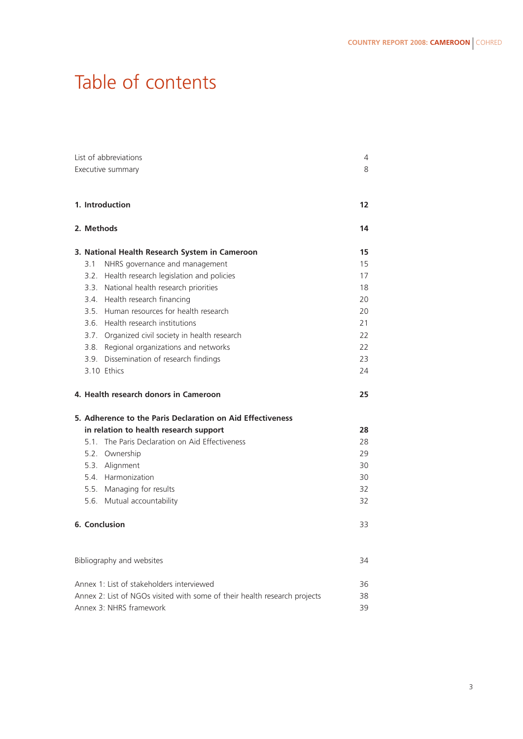# Table of contents

| | |
|---|---|
| List of abbreviations | 4 |
| Executive summary | 8 |
| **1. Introduction** | **12** |
| **2. Methods** | **14** |
| **3. National Health Research System in Cameroon** | **15** |
| 3.1 NHRS governance and management | 15 |
| 3.2. Health research legislation and policies | 17 |
| 3.3. National health research priorities | 18 |
| 3.4. Health research financing | 20 |
| 3.5. Human resources for health research | 20 |
| 3.6. Health research institutions | 21 |
| 3.7. Organized civil society in health research | 22 |
| 3.8. Regional organizations and networks | 22 |
| 3.9. Dissemination of research findings | 23 |
| 3.10 Ethics | 24 |
| **4. Health research donors in Cameroon** | **25** |
| **5. Adherence to the Paris Declaration on Aid Effectiveness in relation to health research support** | **28** |
| 5.1. The Paris Declaration on Aid Effectiveness | 28 |
| 5.2. Ownership | 29 |
| 5.3. Alignment | 30 |
| 5.4. Harmonization | 30 |
| 5.5. Managing for results | 32 |
| 5.6. Mutual accountability | 32 |
| **6. Conclusion** | 33 |
| Bibliography and websites | 34 |
| Annex 1: List of stakeholders interviewed | 36 |
| Annex 2: List of NGOs visited with some of their health research projects | 38 |
| Annex 3: NHRS framework | 39 |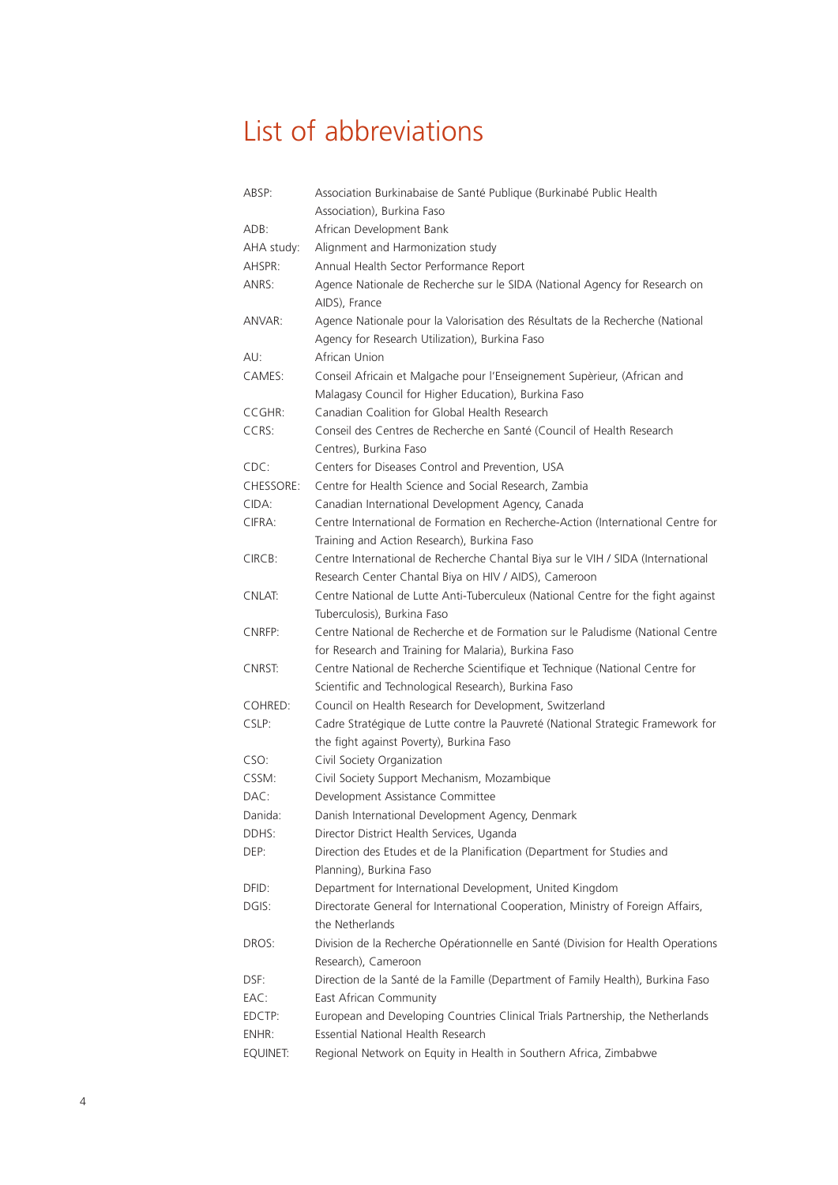# List of abbreviations

| | |
|---|---|
| ABSP: | Association Burkinabaise de Santé Publique (Burkinabé Public Health Association), Burkina Faso |
| ADB: | African Development Bank |
| AHA study: | Alignment and Harmonization study |
| AHSPR: | Annual Health Sector Performance Report |
| ANRS: | Agence Nationale de Recherche sur le SIDA (National Agency for Research on AIDS), France |
| ANVAR: | Agence Nationale pour la Valorisation des Résultats de la Recherche (National Agency for Research Utilization), Burkina Faso |
| AU: | African Union |
| CAMES: | Conseil Africain et Malgache pour l'Enseignement Supèrieur, (African and Malagasy Council for Higher Education), Burkina Faso |
| CCGHR: | Canadian Coalition for Global Health Research |
| CCRS: | Conseil des Centres de Recherche en Santé (Council of Health Research Centres), Burkina Faso |
| CDC: | Centers for Diseases Control and Prevention, USA |
| CHESSORE: | Centre for Health Science and Social Research, Zambia |
| CIDA: | Canadian International Development Agency, Canada |
| CIFRA: | Centre International de Formation en Recherche-Action (International Centre for Training and Action Research), Burkina Faso |
| CIRCB: | Centre International de Recherche Chantal Biya sur le VIH / SIDA (International Research Center Chantal Biya on HIV / AIDS), Cameroon |
| CNLAT: | Centre National de Lutte Anti-Tuberculeux (National Centre for the fight against Tuberculosis), Burkina Faso |
| CNRFP: | Centre National de Recherche et de Formation sur le Paludisme (National Centre for Research and Training for Malaria), Burkina Faso |
| CNRST: | Centre National de Recherche Scientifique et Technique (National Centre for Scientific and Technological Research), Burkina Faso |
| COHRED: | Council on Health Research for Development, Switzerland |
| CSLP: | Cadre Stratégique de Lutte contre la Pauvreté (National Strategic Framework for the fight against Poverty), Burkina Faso |
| CSO: | Civil Society Organization |
| CSSM: | Civil Society Support Mechanism, Mozambique |
| DAC: | Development Assistance Committee |
| Danida: | Danish International Development Agency, Denmark |
| DDHS: | Director District Health Services, Uganda |
| DEP: | Direction des Etudes et de la Planification (Department for Studies and Planning), Burkina Faso |
| DFID: | Department for International Development, United Kingdom |
| DGIS: | Directorate General for International Cooperation, Ministry of Foreign Affairs, the Netherlands |
| DROS: | Division de la Recherche Opérationnelle en Santé (Division for Health Operations Research), Cameroon |
| DSF: | Direction de la Santé de la Famille (Department of Family Health), Burkina Faso |
| EAC: | East African Community |
| EDCTP: | European and Developing Countries Clinical Trials Partnership, the Netherlands |
| ENHR: | Essential National Health Research |
| EQUINET: | Regional Network on Equity in Health in Southern Africa, Zimbabwe |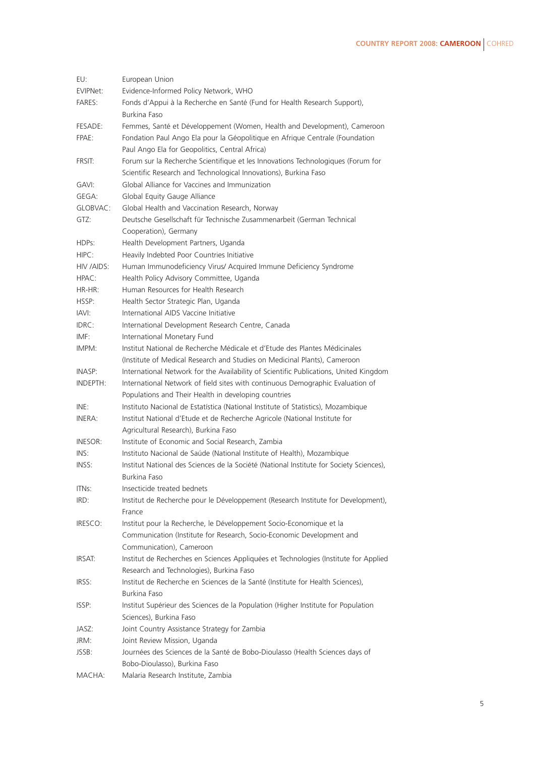| | |
|---|---|
| EU: | European Union |
| EVIPNet: | Evidence-Informed Policy Network, WHO |
| FARES: | Fonds d'Appui à la Recherche en Santé (Fund for Health Research Support), Burkina Faso |
| FESADE: | Femmes, Santé et Développement (Women, Health and Development), Cameroon |
| FPAE: | Fondation Paul Ango Ela pour la Géopolitique en Afrique Centrale (Foundation Paul Ango Ela for Geopolitics, Central Africa) |
| FRSIT: | Forum sur la Recherche Scientifique et les Innovations Technologiques (Forum for Scientific Research and Technological Innovations), Burkina Faso |
| GAVI: | Global Alliance for Vaccines and Immunization |
| GEGA: | Global Equity Gauge Alliance |
| GLOBVAC: | Global Health and Vaccination Research, Norway |
| GTZ: | Deutsche Gesellschaft für Technische Zusammenarbeit (German Technical Cooperation), Germany |
| HDPs: | Health Development Partners, Uganda |
| HIPC: | Heavily Indebted Poor Countries Initiative |
| HIV /AIDS: | Human Immunodeficiency Virus/ Acquired Immune Deficiency Syndrome |
| HPAC: | Health Policy Advisory Committee, Uganda |
| HR-HR: | Human Resources for Health Research |
| HSSP: | Health Sector Strategic Plan, Uganda |
| IAVI: | International AIDS Vaccine Initiative |
| IDRC: | International Development Research Centre, Canada |
| IMF: | International Monetary Fund |
| IMPM: | Institut National de Recherche Médicale et d'Etude des Plantes Médicinales (Institute of Medical Research and Studies on Medicinal Plants), Cameroon |
| INASP: | International Network for the Availability of Scientific Publications, United Kingdom |
| INDEPTH: | International Network of field sites with continuous Demographic Evaluation of Populations and Their Health in developing countries |
| INE: | Instituto Nacional de Estatística (National Institute of Statistics), Mozambique |
| INERA: | Institut National d'Etude et de Recherche Agricole (National Institute for Agricultural Research), Burkina Faso |
| INESOR: | Institute of Economic and Social Research, Zambia |
| INS: | Instituto Nacional de Saúde (National Institute of Health), Mozambique |
| INSS: | Institut National des Sciences de la Société (National Institute for Society Sciences), Burkina Faso |
| ITNs: | Insecticide treated bednets |
| IRD: | Institut de Recherche pour le Développement (Research Institute for Development), France |
| IRESCO: | Institut pour la Recherche, le Développement Socio-Economique et la Communication (Institute for Research, Socio-Economic Development and Communication), Cameroon |
| IRSAT: | Institut de Recherches en Sciences Appliquées et Technologies (Institute for Applied Research and Technologies), Burkina Faso |
| IRSS: | Institut de Recherche en Sciences de la Santé (Institute for Health Sciences), Burkina Faso |
| ISSP: | Institut Supérieur des Sciences de la Population (Higher Institute for Population Sciences), Burkina Faso |
| JASZ: | Joint Country Assistance Strategy for Zambia |
| JRM: | Joint Review Mission, Uganda |
| JSSB: | Journées des Sciences de la Santé de Bobo-Dioulasso (Health Sciences days of Bobo-Dioulasso), Burkina Faso |
| MACHA: | Malaria Research Institute, Zambia |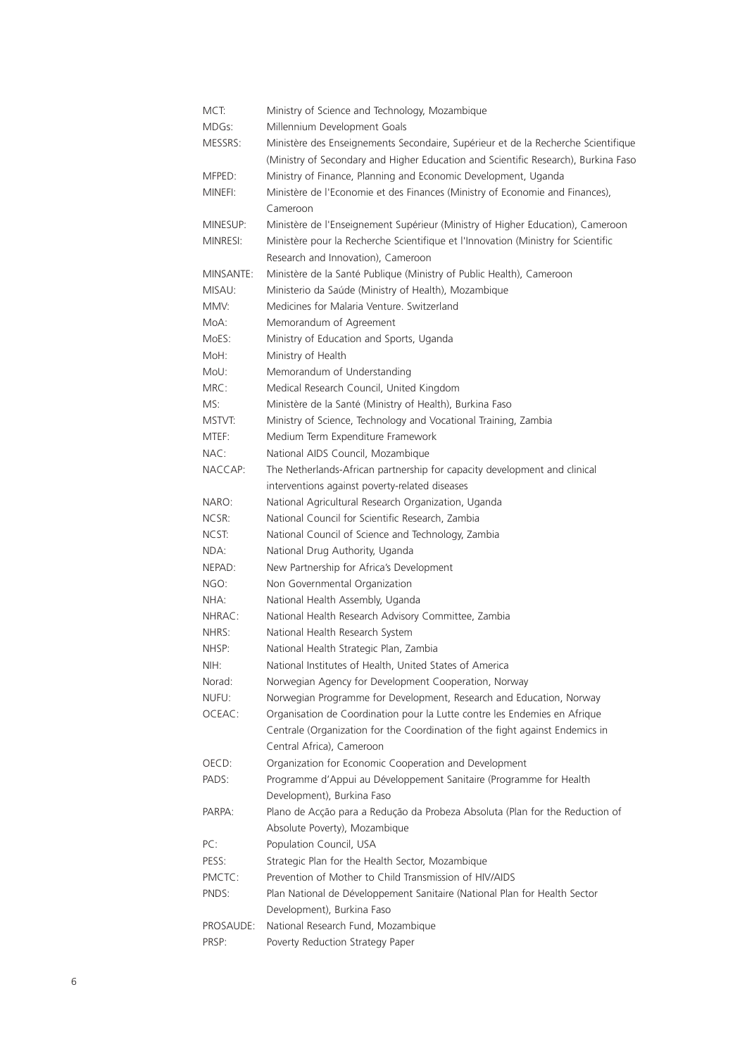| | |
|---|---|
| MCT: | Ministry of Science and Technology, Mozambique |
| MDGs: | Millennium Development Goals |
| MESSRS: | Ministère des Enseignements Secondaire, Supérieur et de la Recherche Scientifique (Ministry of Secondary and Higher Education and Scientific Research), Burkina Faso |
| MFPED: | Ministry of Finance, Planning and Economic Development, Uganda |
| MINEFI: | Ministère de l'Economie et des Finances (Ministry of Economie and Finances), Cameroon |
| MINESUP: | Ministère de l'Enseignement Supérieur (Ministry of Higher Education), Cameroon |
| MINRESI: | Ministère pour la Recherche Scientifique et l'Innovation (Ministry for Scientific Research and Innovation), Cameroon |
| MINSANTE: | Ministère de la Santé Publique (Ministry of Public Health), Cameroon |
| MISAU: | Ministerio da Saúde (Ministry of Health), Mozambique |
| MMV: | Medicines for Malaria Venture. Switzerland |
| MoA: | Memorandum of Agreement |
| MoES: | Ministry of Education and Sports, Uganda |
| MoH: | Ministry of Health |
| MoU: | Memorandum of Understanding |
| MRC: | Medical Research Council, United Kingdom |
| MS: | Ministère de la Santé (Ministry of Health), Burkina Faso |
| MSTVT: | Ministry of Science, Technology and Vocational Training, Zambia |
| MTEF: | Medium Term Expenditure Framework |
| NAC: | National AIDS Council, Mozambique |
| NACCAP: | The Netherlands-African partnership for capacity development and clinical interventions against poverty-related diseases |
| NARO: | National Agricultural Research Organization, Uganda |
| NCSR: | National Council for Scientific Research, Zambia |
| NCST: | National Council of Science and Technology, Zambia |
| NDA: | National Drug Authority, Uganda |
| NEPAD: | New Partnership for Africa's Development |
| NGO: | Non Governmental Organization |
| NHA: | National Health Assembly, Uganda |
| NHRAC: | National Health Research Advisory Committee, Zambia |
| NHRS: | National Health Research System |
| NHSP: | National Health Strategic Plan, Zambia |
| NIH: | National Institutes of Health, United States of America |
| Norad: | Norwegian Agency for Development Cooperation, Norway |
| NUFU: | Norwegian Programme for Development, Research and Education, Norway |
| OCEAC: | Organisation de Coordination pour la Lutte contre les Endemies en Afrique Centrale (Organization for the Coordination of the fight against Endemics in Central Africa), Cameroon |
| OECD: | Organization for Economic Cooperation and Development |
| PADS: | Programme d'Appui au Développement Sanitaire (Programme for Health Development), Burkina Faso |
| PARPA: | Plano de Acção para a Redução da Probeza Absoluta (Plan for the Reduction of Absolute Poverty), Mozambique |
| PC: | Population Council, USA |
| PESS: | Strategic Plan for the Health Sector, Mozambique |
| PMCTC: | Prevention of Mother to Child Transmission of HIV/AIDS |
| PNDS: | Plan National de Développement Sanitaire (National Plan for Health Sector Development), Burkina Faso |
| PROSAUDE: | National Research Fund, Mozambique |
| PRSP: | Poverty Reduction Strategy Paper |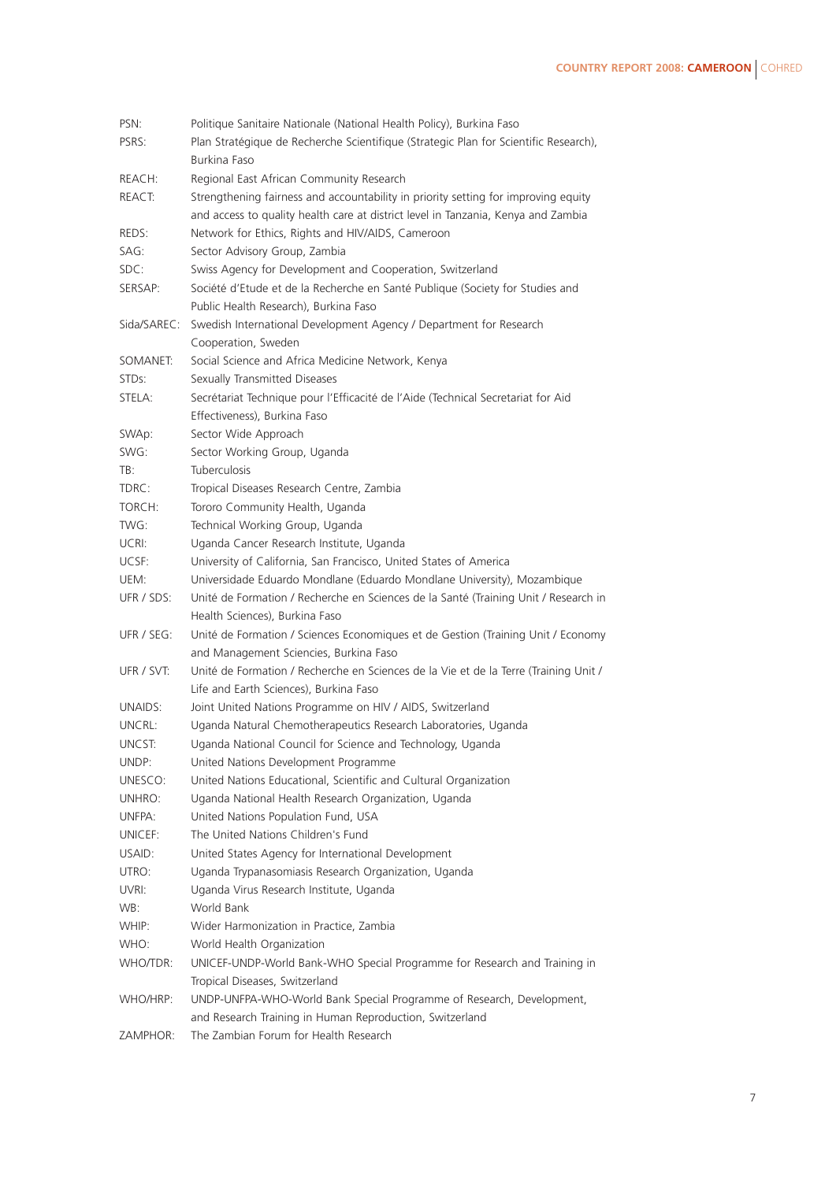PSN: Politique Sanitaire Nationale (National Health Policy), Burkina Faso
PSRS: Plan Stratégique de Recherche Scientifique (Strategic Plan for Scientific Research), Burkina Faso
REACH: Regional East African Community Research
REACT: Strengthening fairness and accountability in priority setting for improving equity and access to quality health care at district level in Tanzania, Kenya and Zambia
REDS: Network for Ethics, Rights and HIV/AIDS, Cameroon
SAG: Sector Advisory Group, Zambia
SDC: Swiss Agency for Development and Cooperation, Switzerland
SERSAP: Société d'Etude et de la Recherche en Santé Publique (Society for Studies and Public Health Research), Burkina Faso
Sida/SAREC: Swedish International Development Agency / Department for Research Cooperation, Sweden
SOMANET: Social Science and Africa Medicine Network, Kenya
STDs: Sexually Transmitted Diseases
STELA: Secrétariat Technique pour l'Efficacité de l'Aide (Technical Secretariat for Aid Effectiveness), Burkina Faso
SWAp: Sector Wide Approach
SWG: Sector Working Group, Uganda
TB: Tuberculosis
TDRC: Tropical Diseases Research Centre, Zambia
TORCH: Tororo Community Health, Uganda
TWG: Technical Working Group, Uganda
UCRI: Uganda Cancer Research Institute, Uganda
UCSF: University of California, San Francisco, United States of America
UEM: Universidade Eduardo Mondlane (Eduardo Mondlane University), Mozambique
UFR / SDS: Unité de Formation / Recherche en Sciences de la Santé (Training Unit / Research in Health Sciences), Burkina Faso
UFR / SEG: Unité de Formation / Sciences Economiques et de Gestion (Training Unit / Economy and Management Sciencies, Burkina Faso
UFR / SVT: Unité de Formation / Recherche en Sciences de la Vie et de la Terre (Training Unit / Life and Earth Sciences), Burkina Faso
UNAIDS: Joint United Nations Programme on HIV / AIDS, Switzerland
UNCRL: Uganda Natural Chemotherapeutics Research Laboratories, Uganda
UNCST: Uganda National Council for Science and Technology, Uganda
UNDP: United Nations Development Programme
UNESCO: United Nations Educational, Scientific and Cultural Organization
UNHRO: Uganda National Health Research Organization, Uganda
UNFPA: United Nations Population Fund, USA
UNICEF: The United Nations Children's Fund
USAID: United States Agency for International Development
UTRO: Uganda Trypanasomiasis Research Organization, Uganda
UVRI: Uganda Virus Research Institute, Uganda
WB: World Bank
WHIP: Wider Harmonization in Practice, Zambia
WHO: World Health Organization
WHO/TDR: UNICEF-UNDP-World Bank-WHO Special Programme for Research and Training in Tropical Diseases, Switzerland
WHO/HRP: UNDP-UNFPA-WHO-World Bank Special Programme of Research, Development, and Research Training in Human Reproduction, Switzerland
ZAMPHOR: The Zambian Forum for Health Research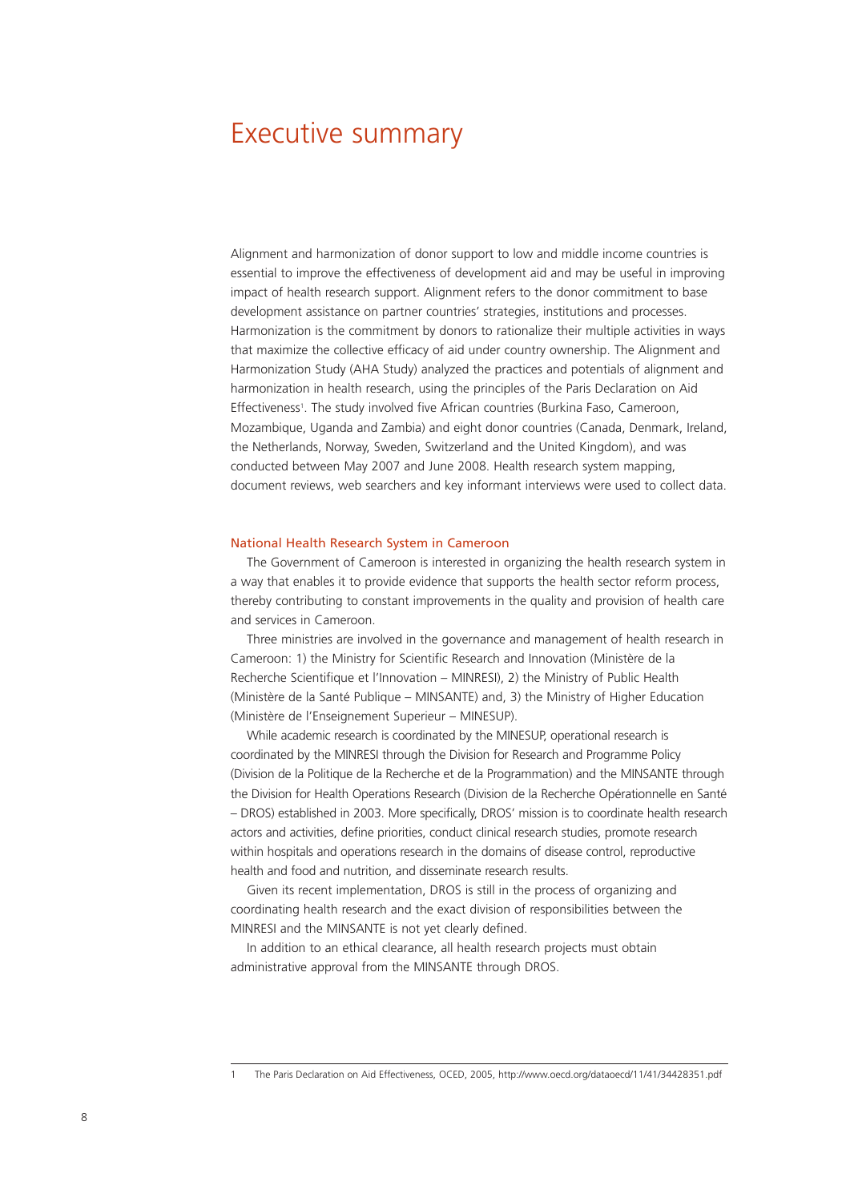# Executive summary

Alignment and harmonization of donor support to low and middle income countries is essential to improve the effectiveness of development aid and may be useful in improving impact of health research support. Alignment refers to the donor commitment to base development assistance on partner countries' strategies, institutions and processes. Harmonization is the commitment by donors to rationalize their multiple activities in ways that maximize the collective efficacy of aid under country ownership. The Alignment and Harmonization Study (AHA Study) analyzed the practices and potentials of alignment and harmonization in health research, using the principles of the Paris Declaration on Aid Effectiveness[1]. The study involved five African countries (Burkina Faso, Cameroon, Mozambique, Uganda and Zambia) and eight donor countries (Canada, Denmark, Ireland, the Netherlands, Norway, Sweden, Switzerland and the United Kingdom), and was conducted between May 2007 and June 2008. Health research system mapping, document reviews, web searchers and key informant interviews were used to collect data.

## National Health Research System in Cameroon

The Government of Cameroon is interested in organizing the health research system in a way that enables it to provide evidence that supports the health sector reform process, thereby contributing to constant improvements in the quality and provision of health care and services in Cameroon.

Three ministries are involved in the governance and management of health research in Cameroon: 1) the Ministry for Scientific Research and Innovation (Ministère de la Recherche Scientifique et l'Innovation – MINRESI), 2) the Ministry of Public Health (Ministère de la Santé Publique – MINSANTE) and, 3) the Ministry of Higher Education (Ministère de l'Enseignement Superieur – MINESUP).

While academic research is coordinated by the MINESUP, operational research is coordinated by the MINRESI through the Division for Research and Programme Policy (Division de la Politique de la Recherche et de la Programmation) and the MINSANTE through the Division for Health Operations Research (Division de la Recherche Opérationnelle en Santé – DROS) established in 2003. More specifically, DROS' mission is to coordinate health research actors and activities, define priorities, conduct clinical research studies, promote research within hospitals and operations research in the domains of disease control, reproductive health and food and nutrition, and disseminate research results.

Given its recent implementation, DROS is still in the process of organizing and coordinating health research and the exact division of responsibilities between the MINRESI and the MINSANTE is not yet clearly defined.

In addition to an ethical clearance, all health research projects must obtain administrative approval from the MINSANTE through DROS.

---

1 The Paris Declaration on Aid Effectiveness, OCED, 2005, http://www.oecd.org/dataoecd/11/41/34428351.pdf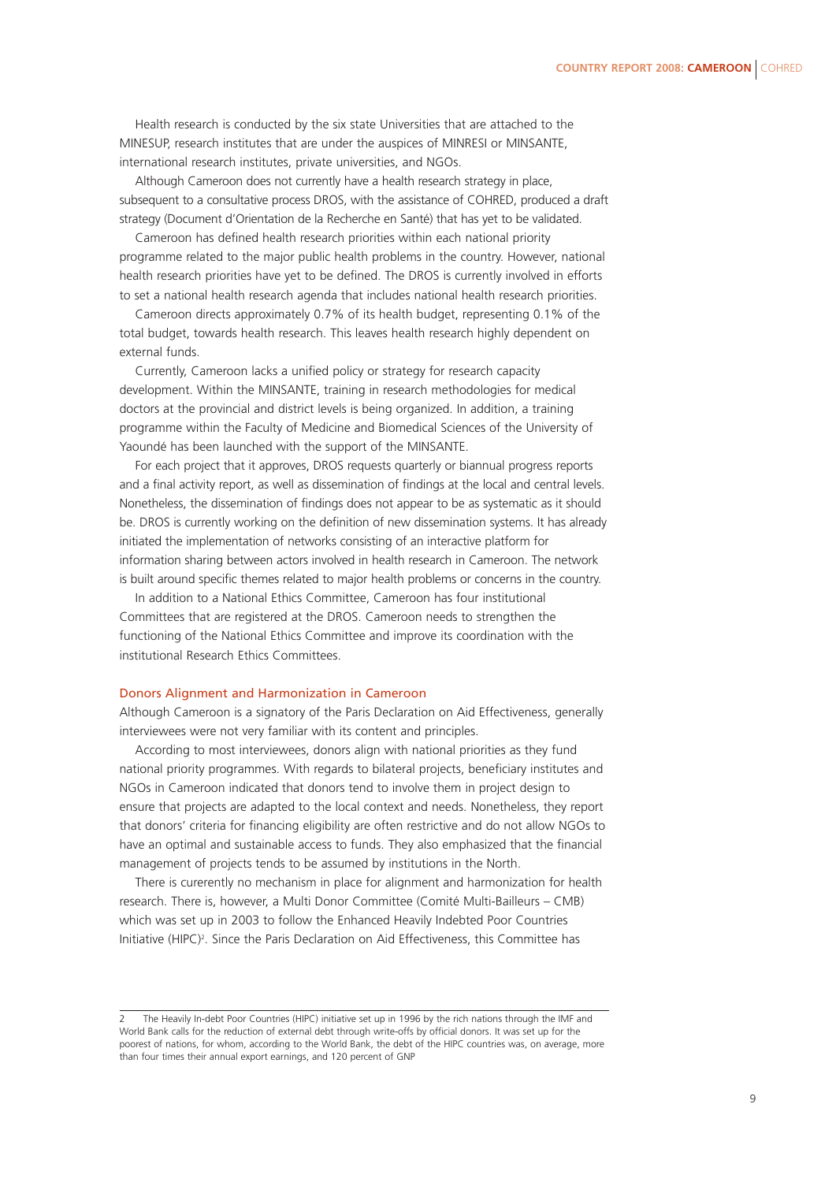Health research is conducted by the six state Universities that are attached to the MINESUP, research institutes that are under the auspices of MINRESI or MINSANTE, international research institutes, private universities, and NGOs.

Although Cameroon does not currently have a health research strategy in place, subsequent to a consultative process DROS, with the assistance of COHRED, produced a draft strategy (Document d'Orientation de la Recherche en Santé) that has yet to be validated.

Cameroon has defined health research priorities within each national priority programme related to the major public health problems in the country. However, national health research priorities have yet to be defined. The DROS is currently involved in efforts to set a national health research agenda that includes national health research priorities.

Cameroon directs approximately 0.7% of its health budget, representing 0.1% of the total budget, towards health research. This leaves health research highly dependent on external funds.

Currently, Cameroon lacks a unified policy or strategy for research capacity development. Within the MINSANTE, training in research methodologies for medical doctors at the provincial and district levels is being organized. In addition, a training programme within the Faculty of Medicine and Biomedical Sciences of the University of Yaoundé has been launched with the support of the MINSANTE.

For each project that it approves, DROS requests quarterly or biannual progress reports and a final activity report, as well as dissemination of findings at the local and central levels. Nonetheless, the dissemination of findings does not appear to be as systematic as it should be. DROS is currently working on the definition of new dissemination systems. It has already initiated the implementation of networks consisting of an interactive platform for information sharing between actors involved in health research in Cameroon. The network is built around specific themes related to major health problems or concerns in the country.

In addition to a National Ethics Committee, Cameroon has four institutional Committees that are registered at the DROS. Cameroon needs to strengthen the functioning of the National Ethics Committee and improve its coordination with the institutional Research Ethics Committees.

## Donors Alignment and Harmonization in Cameroon

Although Cameroon is a signatory of the Paris Declaration on Aid Effectiveness, generally interviewees were not very familiar with its content and principles.

According to most interviewees, donors align with national priorities as they fund national priority programmes. With regards to bilateral projects, beneficiary institutes and NGOs in Cameroon indicated that donors tend to involve them in project design to ensure that projects are adapted to the local context and needs. Nonetheless, they report that donors' criteria for financing eligibility are often restrictive and do not allow NGOs to have an optimal and sustainable access to funds. They also emphasized that the financial management of projects tends to be assumed by institutions in the North.

There is curerently no mechanism in place for alignment and harmonization for health research. There is, however, a Multi Donor Committee (Comité Multi-Bailleurs – CMB) which was set up in 2003 to follow the Enhanced Heavily Indebted Poor Countries Initiative (HIPC)[2]. Since the Paris Declaration on Aid Effectiveness, this Committee has

---

2 The Heavily In-debt Poor Countries (HIPC) initiative set up in 1996 by the rich nations through the IMF and World Bank calls for the reduction of external debt through write-offs by official donors. It was set up for the poorest of nations, for whom, according to the World Bank, the debt of the HIPC countries was, on average, more than four times their annual export earnings, and 120 percent of GNP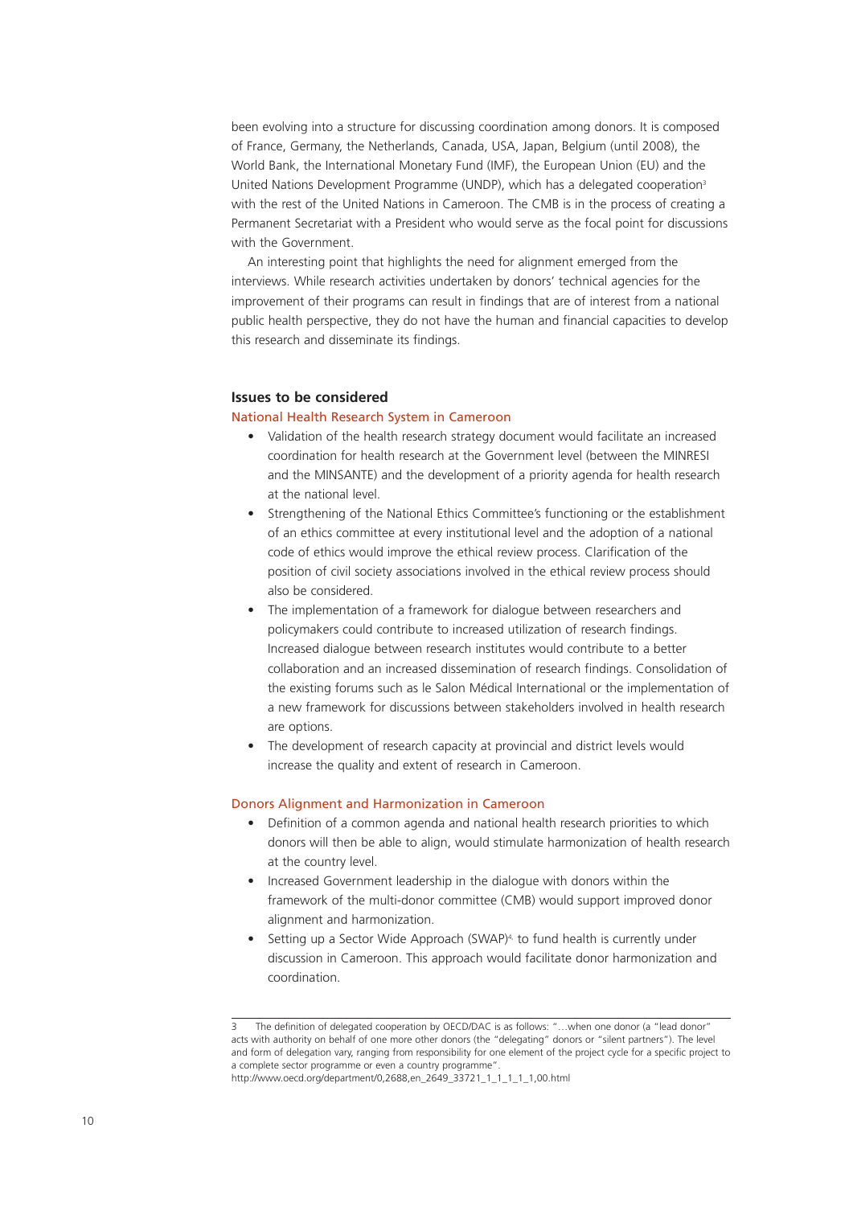been evolving into a structure for discussing coordination among donors. It is composed of France, Germany, the Netherlands, Canada, USA, Japan, Belgium (until 2008), the World Bank, the International Monetary Fund (IMF), the European Union (EU) and the United Nations Development Programme (UNDP), which has a delegated cooperation[3] with the rest of the United Nations in Cameroon. The CMB is in the process of creating a Permanent Secretariat with a President who would serve as the focal point for discussions with the Government.

An interesting point that highlights the need for alignment emerged from the interviews. While research activities undertaken by donors' technical agencies for the improvement of their programs can result in findings that are of interest from a national public health perspective, they do not have the human and financial capacities to develop this research and disseminate its findings.

## Issues to be considered

### National Health Research System in Cameroon

- Validation of the health research strategy document would facilitate an increased coordination for health research at the Government level (between the MINRESI and the MINSANTE) and the development of a priority agenda for health research at the national level.
- Strengthening of the National Ethics Committee's functioning or the establishment of an ethics committee at every institutional level and the adoption of a national code of ethics would improve the ethical review process. Clarification of the position of civil society associations involved in the ethical review process should also be considered.
- The implementation of a framework for dialogue between researchers and policymakers could contribute to increased utilization of research findings. Increased dialogue between research institutes would contribute to a better collaboration and an increased dissemination of research findings. Consolidation of the existing forums such as le Salon Médical International or the implementation of a new framework for discussions between stakeholders involved in health research are options.
- The development of research capacity at provincial and district levels would increase the quality and extent of research in Cameroon.

### Donors Alignment and Harmonization in Cameroon

- Definition of a common agenda and national health research priorities to which donors will then be able to align, would stimulate harmonization of health research at the country level.
- Increased Government leadership in the dialogue with donors within the framework of the multi-donor committee (CMB) would support improved donor alignment and harmonization.
- Setting up a Sector Wide Approach (SWAP)[4] to fund health is currently under discussion in Cameroon. This approach would facilitate donor harmonization and coordination.

---

[3] The definition of delegated cooperation by OECD/DAC is as follows: "…when one donor (a "lead donor" acts with authority on behalf of one more other donors (the "delegating" donors or "silent partners"). The level and form of delegation vary, ranging from responsibility for one element of the project cycle for a specific project to a complete sector programme or even a country programme".
http://www.oecd.org/department/0,2688,en_2649_33721_1_1_1_1_1,00.html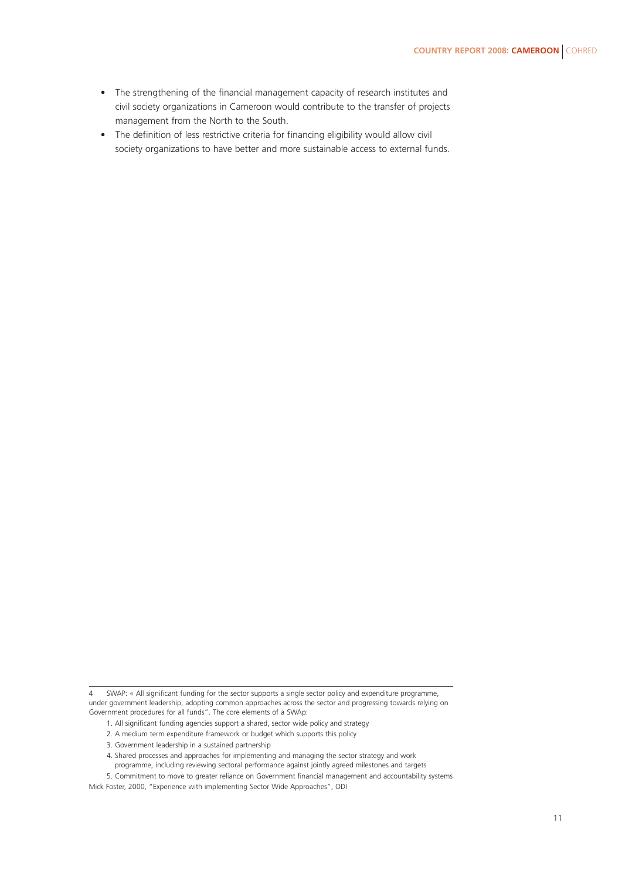- The strengthening of the financial management capacity of research institutes and civil society organizations in Cameroon would contribute to the transfer of projects management from the North to the South.
- The definition of less restrictive criteria for financing eligibility would allow civil society organizations to have better and more sustainable access to external funds.

---

4 SWAP: « All significant funding for the sector supports a single sector policy and expenditure programme, under government leadership, adopting common approaches across the sector and progressing towards relying on Government procedures for all funds". The core elements of a SWAp:

1. All significant funding agencies support a shared, sector wide policy and strategy
2. A medium term expenditure framework or budget which supports this policy
3. Government leadership in a sustained partnership
4. Shared processes and approaches for implementing and managing the sector strategy and work programme, including reviewing sectoral performance against jointly agreed milestones and targets
5. Commitment to move to greater reliance on Government financial management and accountability systems

Mick Foster, 2000, "Experience with implementing Sector Wide Approaches", ODI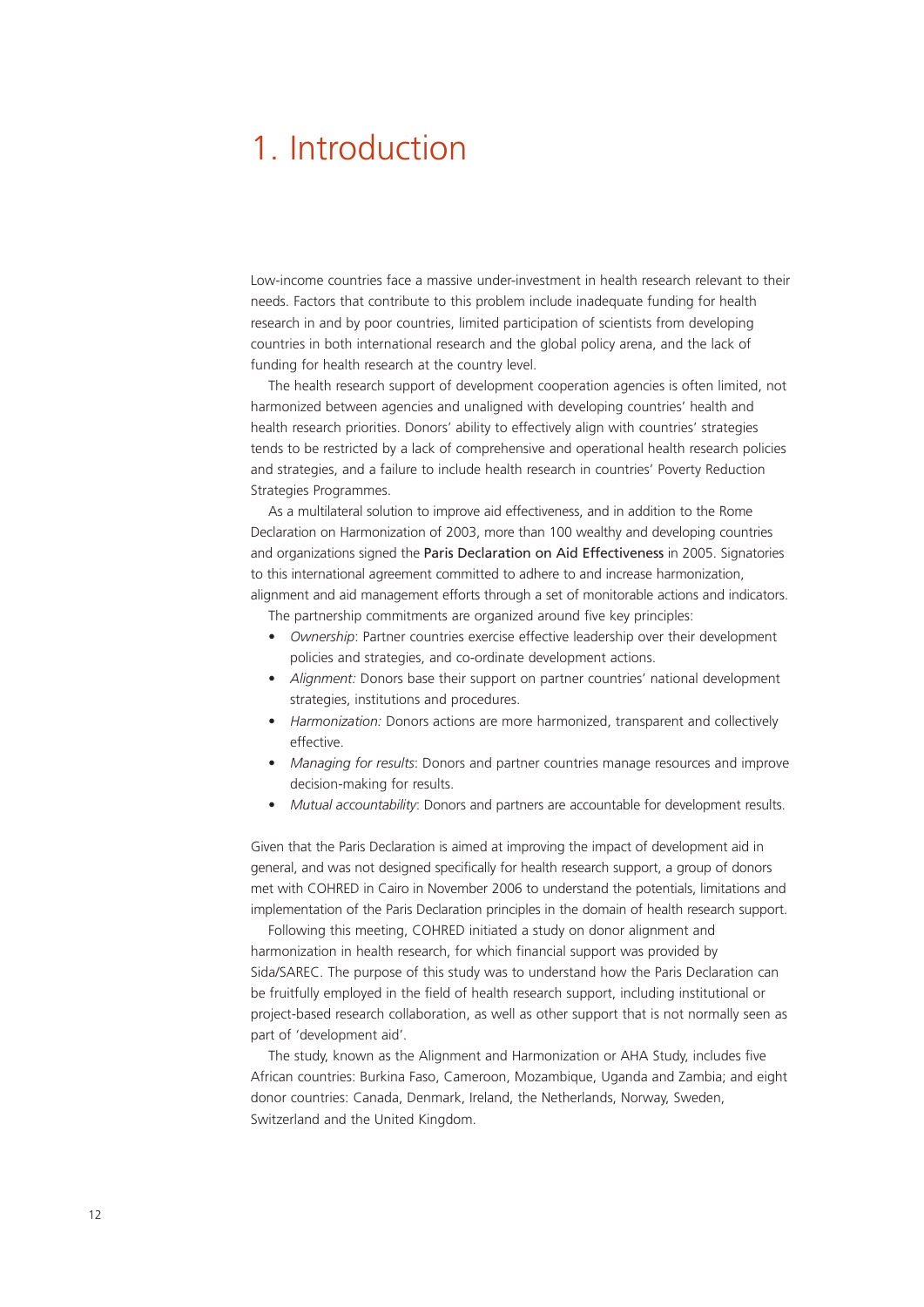# 1. Introduction

Low-income countries face a massive under-investment in health research relevant to their needs. Factors that contribute to this problem include inadequate funding for health research in and by poor countries, limited participation of scientists from developing countries in both international research and the global policy arena, and the lack of funding for health research at the country level.

The health research support of development cooperation agencies is often limited, not harmonized between agencies and unaligned with developing countries' health and health research priorities. Donors' ability to effectively align with countries' strategies tends to be restricted by a lack of comprehensive and operational health research policies and strategies, and a failure to include health research in countries' Poverty Reduction Strategies Programmes.

As a multilateral solution to improve aid effectiveness, and in addition to the Rome Declaration on Harmonization of 2003, more than 100 wealthy and developing countries and organizations signed the Paris Declaration on Aid Effectiveness in 2005. Signatories to this international agreement committed to adhere to and increase harmonization, alignment and aid management efforts through a set of monitorable actions and indicators.

The partnership commitments are organized around five key principles:

- *Ownership*: Partner countries exercise effective leadership over their development policies and strategies, and co-ordinate development actions.
- *Alignment:* Donors base their support on partner countries' national development strategies, institutions and procedures.
- *Harmonization:* Donors actions are more harmonized, transparent and collectively effective.
- *Managing for results*: Donors and partner countries manage resources and improve decision-making for results.
- *Mutual accountability*: Donors and partners are accountable for development results.

Given that the Paris Declaration is aimed at improving the impact of development aid in general, and was not designed specifically for health research support, a group of donors met with COHRED in Cairo in November 2006 to understand the potentials, limitations and implementation of the Paris Declaration principles in the domain of health research support.

Following this meeting, COHRED initiated a study on donor alignment and harmonization in health research, for which financial support was provided by Sida/SAREC. The purpose of this study was to understand how the Paris Declaration can be fruitfully employed in the field of health research support, including institutional or project-based research collaboration, as well as other support that is not normally seen as part of 'development aid'.

The study, known as the Alignment and Harmonization or AHA Study, includes five African countries: Burkina Faso, Cameroon, Mozambique, Uganda and Zambia; and eight donor countries: Canada, Denmark, Ireland, the Netherlands, Norway, Sweden, Switzerland and the United Kingdom.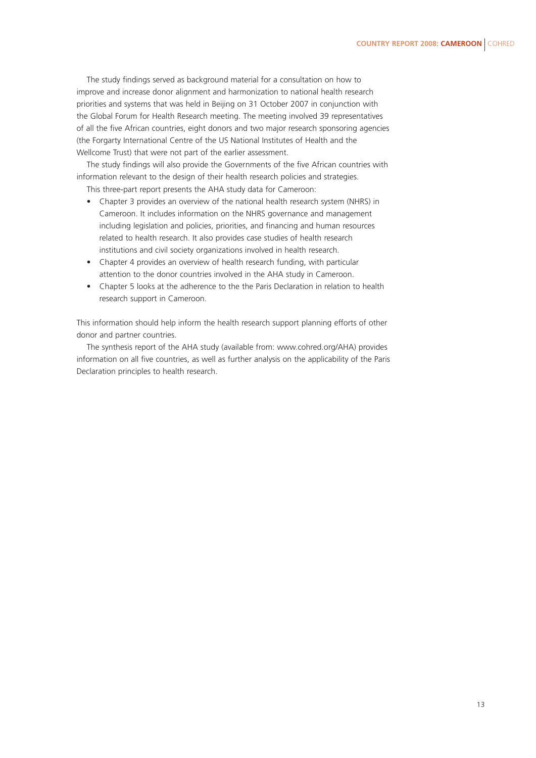The study findings served as background material for a consultation on how to improve and increase donor alignment and harmonization to national health research priorities and systems that was held in Beijing on 31 October 2007 in conjunction with the Global Forum for Health Research meeting. The meeting involved 39 representatives of all the five African countries, eight donors and two major research sponsoring agencies (the Forgarty International Centre of the US National Institutes of Health and the Wellcome Trust) that were not part of the earlier assessment.

The study findings will also provide the Governments of the five African countries with information relevant to the design of their health research policies and strategies.

This three-part report presents the AHA study data for Cameroon:

- Chapter 3 provides an overview of the national health research system (NHRS) in Cameroon. It includes information on the NHRS governance and management including legislation and policies, priorities, and financing and human resources related to health research. It also provides case studies of health research institutions and civil society organizations involved in health research.
- Chapter 4 provides an overview of health research funding, with particular attention to the donor countries involved in the AHA study in Cameroon.
- Chapter 5 looks at the adherence to the the Paris Declaration in relation to health research support in Cameroon.

This information should help inform the health research support planning efforts of other donor and partner countries.

The synthesis report of the AHA study (available from: www.cohred.org/AHA) provides information on all five countries, as well as further analysis on the applicability of the Paris Declaration principles to health research.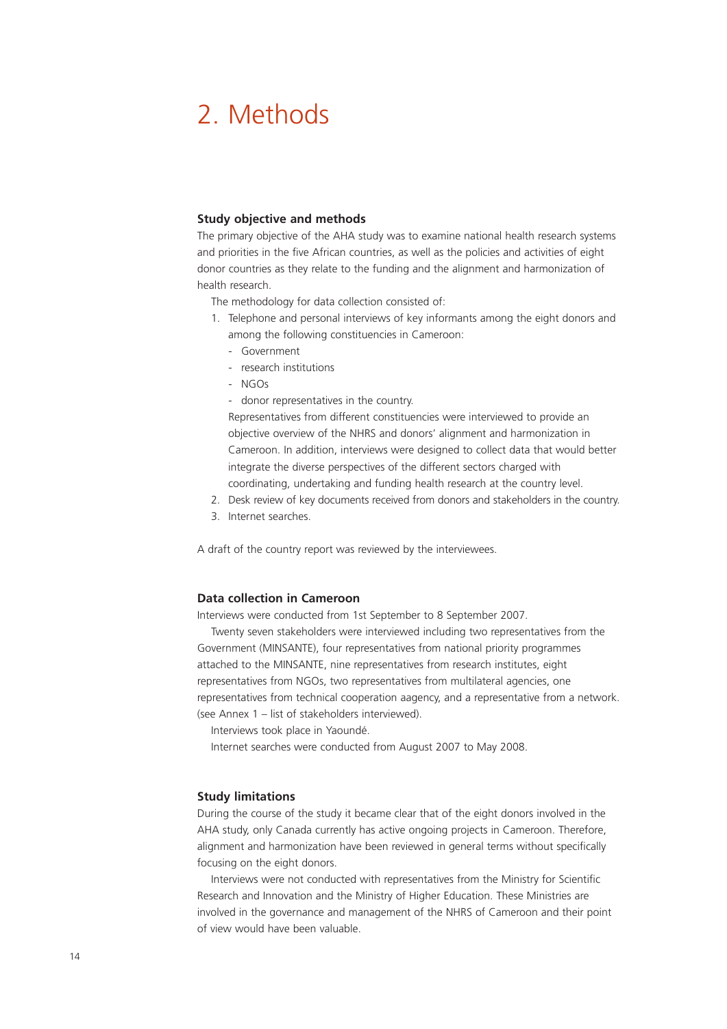# 2. Methods

### Study objective and methods

The primary objective of the AHA study was to examine national health research systems and priorities in the five African countries, as well as the policies and activities of eight donor countries as they relate to the funding and the alignment and harmonization of health research.

The methodology for data collection consisted of:

1. Telephone and personal interviews of key informants among the eight donors and among the following constituencies in Cameroon:
   - Government
   - research institutions
   - NGOs
   - donor representatives in the country.

   Representatives from different constituencies were interviewed to provide an objective overview of the NHRS and donors' alignment and harmonization in Cameroon. In addition, interviews were designed to collect data that would better integrate the diverse perspectives of the different sectors charged with coordinating, undertaking and funding health research at the country level.
2. Desk review of key documents received from donors and stakeholders in the country.
3. Internet searches.

A draft of the country report was reviewed by the interviewees.

### Data collection in Cameroon

Interviews were conducted from 1st September to 8 September 2007.

Twenty seven stakeholders were interviewed including two representatives from the Government (MINSANTE), four representatives from national priority programmes attached to the MINSANTE, nine representatives from research institutes, eight representatives from NGOs, two representatives from multilateral agencies, one representatives from technical cooperation aagency, and a representative from a network. (see Annex 1 – list of stakeholders interviewed).

Interviews took place in Yaoundé.

Internet searches were conducted from August 2007 to May 2008.

### Study limitations

During the course of the study it became clear that of the eight donors involved in the AHA study, only Canada currently has active ongoing projects in Cameroon. Therefore, alignment and harmonization have been reviewed in general terms without specifically focusing on the eight donors.

Interviews were not conducted with representatives from the Ministry for Scientific Research and Innovation and the Ministry of Higher Education. These Ministries are involved in the governance and management of the NHRS of Cameroon and their point of view would have been valuable.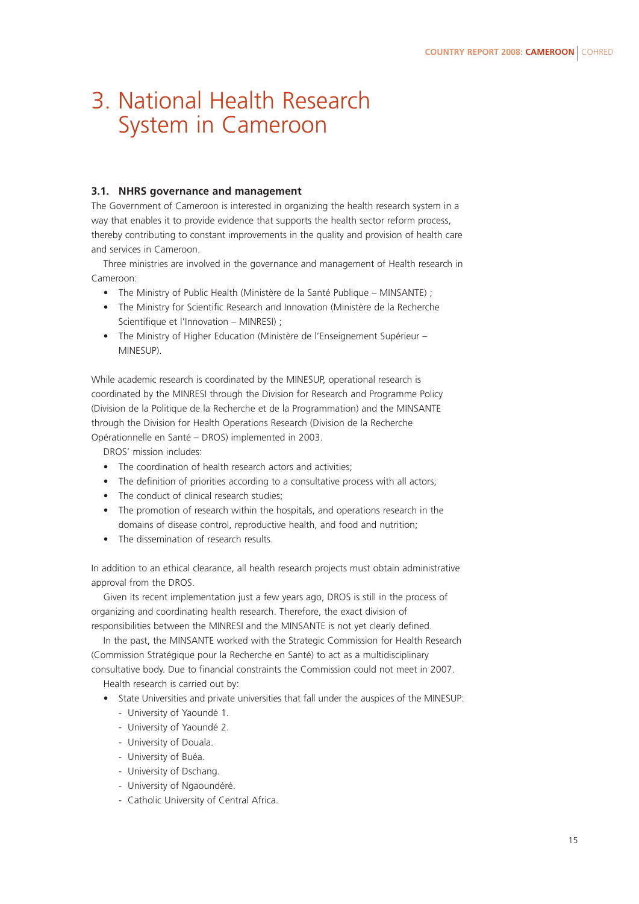# 3. National Health Research System in Cameroon

### 3.1. NHRS governance and management

The Government of Cameroon is interested in organizing the health research system in a way that enables it to provide evidence that supports the health sector reform process, thereby contributing to constant improvements in the quality and provision of health care and services in Cameroon.

Three ministries are involved in the governance and management of Health research in Cameroon:

- The Ministry of Public Health (Ministère de la Santé Publique – MINSANTE) ;
- The Ministry for Scientific Research and Innovation (Ministère de la Recherche Scientifique et l'Innovation – MINRESI) ;
- The Ministry of Higher Education (Ministère de l'Enseignement Supérieur – MINESUP).

While academic research is coordinated by the MINESUP, operational research is coordinated by the MINRESI through the Division for Research and Programme Policy (Division de la Politique de la Recherche et de la Programmation) and the MINSANTE through the Division for Health Operations Research (Division de la Recherche Opérationnelle en Santé – DROS) implemented in 2003.

DROS' mission includes:

- The coordination of health research actors and activities;
- The definition of priorities according to a consultative process with all actors;
- The conduct of clinical research studies;
- The promotion of research within the hospitals, and operations research in the domains of disease control, reproductive health, and food and nutrition;
- The dissemination of research results.

In addition to an ethical clearance, all health research projects must obtain administrative approval from the DROS.

Given its recent implementation just a few years ago, DROS is still in the process of organizing and coordinating health research. Therefore, the exact division of responsibilities between the MINRESI and the MINSANTE is not yet clearly defined.

In the past, the MINSANTE worked with the Strategic Commission for Health Research (Commission Stratégique pour la Recherche en Santé) to act as a multidisciplinary consultative body. Due to financial constraints the Commission could not meet in 2007.

Health research is carried out by:

- State Universities and private universities that fall under the auspices of the MINESUP:
  - University of Yaoundé 1.
  - University of Yaoundé 2.
  - University of Douala.
  - University of Buéa.
  - University of Dschang.
  - University of Ngaoundéré.
  - Catholic University of Central Africa.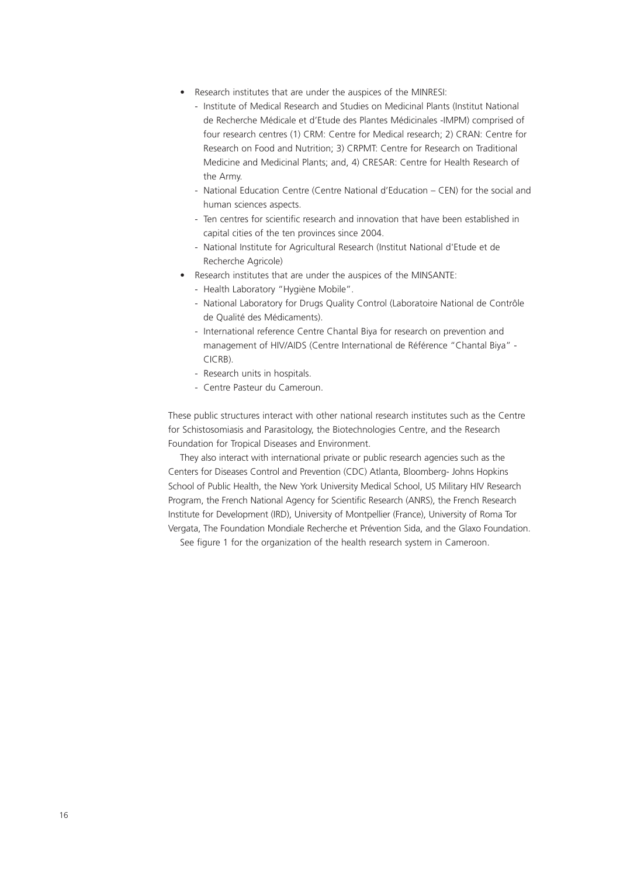- Research institutes that are under the auspices of the MINRESI:
  - Institute of Medical Research and Studies on Medicinal Plants (Institut National de Recherche Médicale et d'Etude des Plantes Médicinales -IMPM) comprised of four research centres (1) CRM: Centre for Medical research; 2) CRAN: Centre for Research on Food and Nutrition; 3) CRPMT: Centre for Research on Traditional Medicine and Medicinal Plants; and, 4) CRESAR: Centre for Health Research of the Army.
  - National Education Centre (Centre National d'Education – CEN) for the social and human sciences aspects.
  - Ten centres for scientific research and innovation that have been established in capital cities of the ten provinces since 2004.
  - National Institute for Agricultural Research (Institut National d'Etude et de Recherche Agricole)
- Research institutes that are under the auspices of the MINSANTE:
  - Health Laboratory "Hygiène Mobile".
  - National Laboratory for Drugs Quality Control (Laboratoire National de Contrôle de Qualité des Médicaments).
  - International reference Centre Chantal Biya for research on prevention and management of HIV/AIDS (Centre International de Référence "Chantal Biya" - CICRB).
  - Research units in hospitals.
  - Centre Pasteur du Cameroun.

These public structures interact with other national research institutes such as the Centre for Schistosomiasis and Parasitology, the Biotechnologies Centre, and the Research Foundation for Tropical Diseases and Environment.

They also interact with international private or public research agencies such as the Centers for Diseases Control and Prevention (CDC) Atlanta, Bloomberg- Johns Hopkins School of Public Health, the New York University Medical School, US Military HIV Research Program, the French National Agency for Scientific Research (ANRS), the French Research Institute for Development (IRD), University of Montpellier (France), University of Roma Tor Vergata, The Foundation Mondiale Recherche et Prévention Sida, and the Glaxo Foundation.

See figure 1 for the organization of the health research system in Cameroon.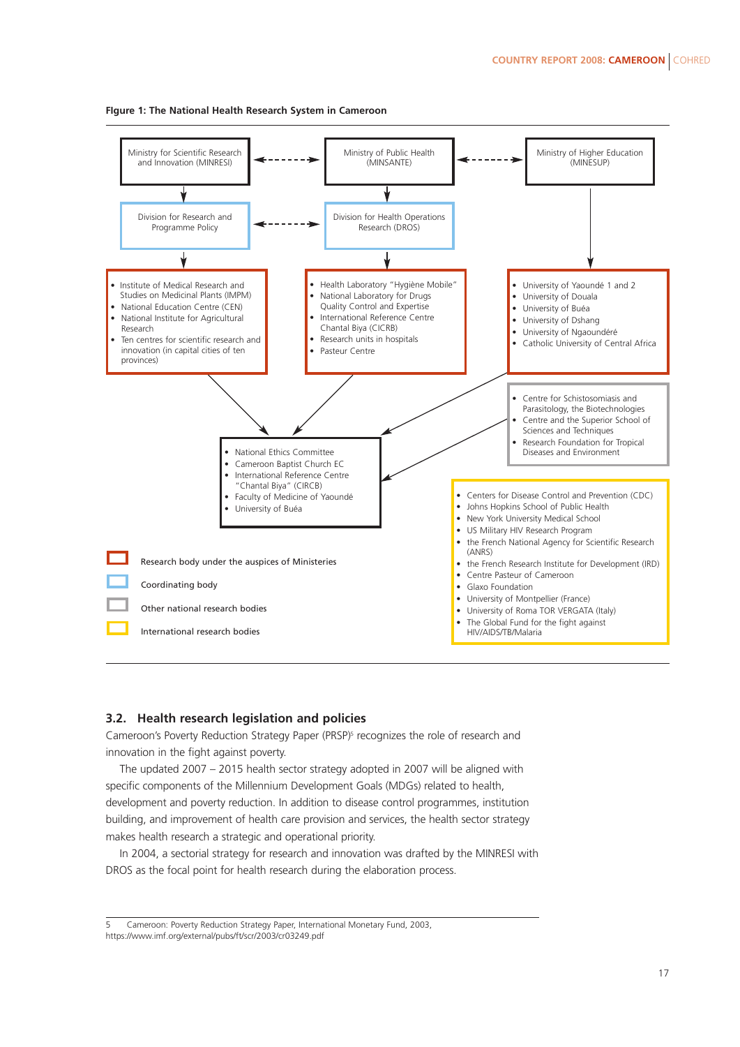**Figure 1: The National Health Research System in Cameroon**

Ministry for Scientific Research and Innovation (MINRESI)

Ministry of Public Health (MINSANTE)

Ministry of Higher Education (MINESUP)

Division for Research and Programme Policy

Division for Health Operations Research (DROS)

- Institute of Medical Research and Studies on Medicinal Plants (IMPM)
- National Education Centre (CEN)
- National Institute for Agricultural Research
- Ten centres for scientific research and innovation (in capital cities of ten provinces)

- Health Laboratory "Hygiène Mobile"
- National Laboratory for Drugs Quality Control and Expertise
- International Reference Centre Chantal Biya (CICRB)
- Research units in hospitals
- Pasteur Centre

- University of Yaoundé 1 and 2
- University of Douala
- University of Buéa
- University of Dshang
- University of Ngaoundéré
- Catholic University of Central Africa

- Centre for Schistosomiasis and Parasitology, the Biotechnologies
- Centre and the Superior School of Sciences and Techniques
- Research Foundation for Tropical Diseases and Environment

- National Ethics Committee
- Cameroon Baptist Church EC
- International Reference Centre "Chantal Biya" (CIRCB)
- Faculty of Medicine of Yaoundé
- University of Buéa

- Centers for Disease Control and Prevention (CDC)
- Johns Hopkins School of Public Health
- New York University Medical School
- US Military HIV Research Program
- the French National Agency for Scientific Research (ANRS)
- the French Research Institute for Development (IRD)
- Centre Pasteur of Cameroon
- Glaxo Foundation
- University of Montpellier (France)
- University of Roma TOR VERGATA (Italy)
- The Global Fund for the fight against HIV/AIDS/TB/Malaria

Legend:
- Research body under the auspices of Ministeries
- Coordinating body
- Other national research bodies
- International research bodies

## 3.2. Health research legislation and policies

Cameroon's Poverty Reduction Strategy Paper (PRSP)[5] recognizes the role of research and innovation in the fight against poverty.

The updated 2007 – 2015 health sector strategy adopted in 2007 will be aligned with specific components of the Millennium Development Goals (MDGs) related to health, development and poverty reduction. In addition to disease control programmes, institution building, and improvement of health care provision and services, the health sector strategy makes health research a strategic and operational priority.

In 2004, a sectorial strategy for research and innovation was drafted by the MINRESI with DROS as the focal point for health research during the elaboration process.

5 Cameroon: Poverty Reduction Strategy Paper, International Monetary Fund, 2003, https://www.imf.org/external/pubs/ft/scr/2003/cr03249.pdf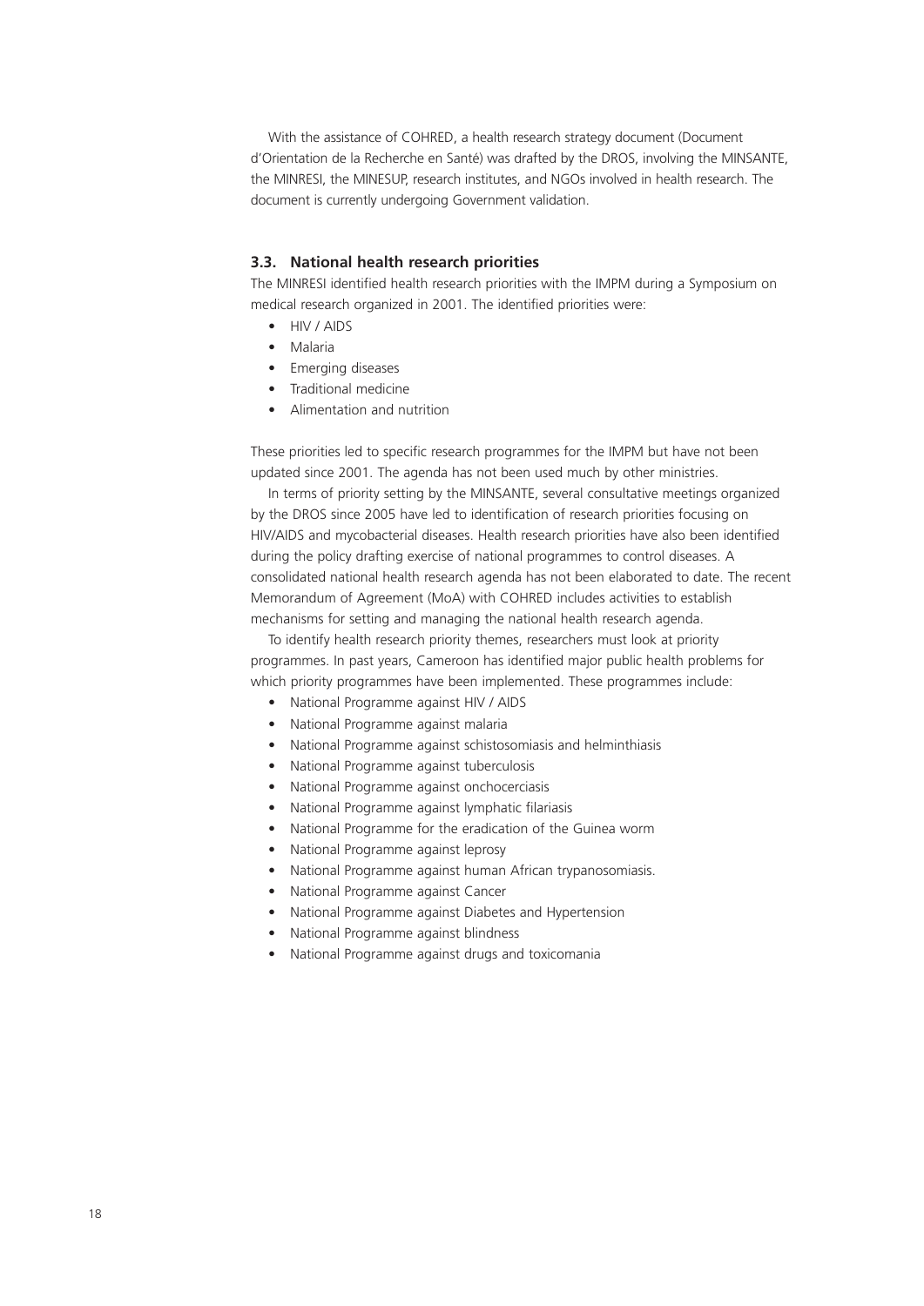With the assistance of COHRED, a health research strategy document (Document d'Orientation de la Recherche en Santé) was drafted by the DROS, involving the MINSANTE, the MINRESI, the MINESUP, research institutes, and NGOs involved in health research. The document is currently undergoing Government validation.

### 3.3. National health research priorities

The MINRESI identified health research priorities with the IMPM during a Symposium on medical research organized in 2001. The identified priorities were:

- HIV / AIDS
- Malaria
- Emerging diseases
- Traditional medicine
- Alimentation and nutrition

These priorities led to specific research programmes for the IMPM but have not been updated since 2001. The agenda has not been used much by other ministries.

In terms of priority setting by the MINSANTE, several consultative meetings organized by the DROS since 2005 have led to identification of research priorities focusing on HIV/AIDS and mycobacterial diseases. Health research priorities have also been identified during the policy drafting exercise of national programmes to control diseases. A consolidated national health research agenda has not been elaborated to date. The recent Memorandum of Agreement (MoA) with COHRED includes activities to establish mechanisms for setting and managing the national health research agenda.

To identify health research priority themes, researchers must look at priority programmes. In past years, Cameroon has identified major public health problems for which priority programmes have been implemented. These programmes include:

- National Programme against HIV / AIDS
- National Programme against malaria
- National Programme against schistosomiasis and helminthiasis
- National Programme against tuberculosis
- National Programme against onchocerciasis
- National Programme against lymphatic filariasis
- National Programme for the eradication of the Guinea worm
- National Programme against leprosy
- National Programme against human African trypanosomiasis.
- National Programme against Cancer
- National Programme against Diabetes and Hypertension
- National Programme against blindness
- National Programme against drugs and toxicomania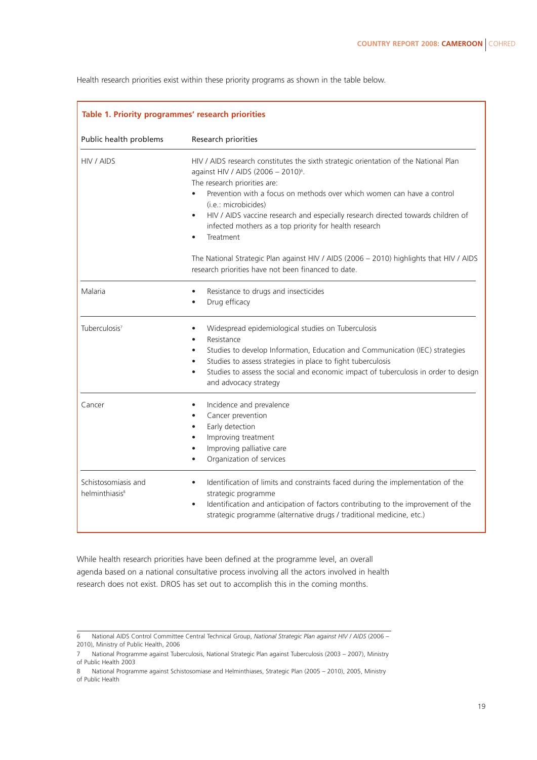Health research priorities exist within these priority programs as shown in the table below.

**Table 1. Priority programmes' research priorities**

| Public health problems | Research priorities |
|---|---|
| HIV / AIDS | HIV / AIDS research constitutes the sixth strategic orientation of the National Plan against HIV / AIDS (2006 – 2010)[6].<br>The research priorities are:<br>• Prevention with a focus on methods over which women can have a control (i.e.: microbicides)<br>• HIV / AIDS vaccine research and especially research directed towards children of infected mothers as a top priority for health research<br>• Treatment<br><br>The National Strategic Plan against HIV / AIDS (2006 – 2010) highlights that HIV / AIDS research priorities have not been financed to date. |
| Malaria | • Resistance to drugs and insecticides<br>• Drug efficacy |
| Tuberculosis[7] | • Widespread epidemiological studies on Tuberculosis<br>• Resistance<br>• Studies to develop Information, Education and Communication (IEC) strategies<br>• Studies to assess strategies in place to fight tuberculosis<br>• Studies to assess the social and economic impact of tuberculosis in order to design and advocacy strategy |
| Cancer | • Incidence and prevalence<br>• Cancer prevention<br>• Early detection<br>• Improving treatment<br>• Improving palliative care<br>• Organization of services |
| Schistosomiasis and helminthiasis[8] | • Identification of limits and constraints faced during the implementation of the strategic programme<br>• Identification and anticipation of factors contributing to the improvement of the strategic programme (alternative drugs / traditional medicine, etc.) |

While health research priorities have been defined at the programme level, an overall agenda based on a national consultative process involving all the actors involved in health research does not exist. DROS has set out to accomplish this in the coming months.

---

6 National AIDS Control Committee Central Technical Group, *National Strategic Plan against HIV / AIDS* (2006 – 2010), Ministry of Public Health, 2006

7 National Programme against Tuberculosis, National Strategic Plan against Tuberculosis (2003 – 2007), Ministry of Public Health 2003

8 National Programme against Schistosomiase and Helminthiases, Strategic Plan (2005 – 2010), 2005, Ministry of Public Health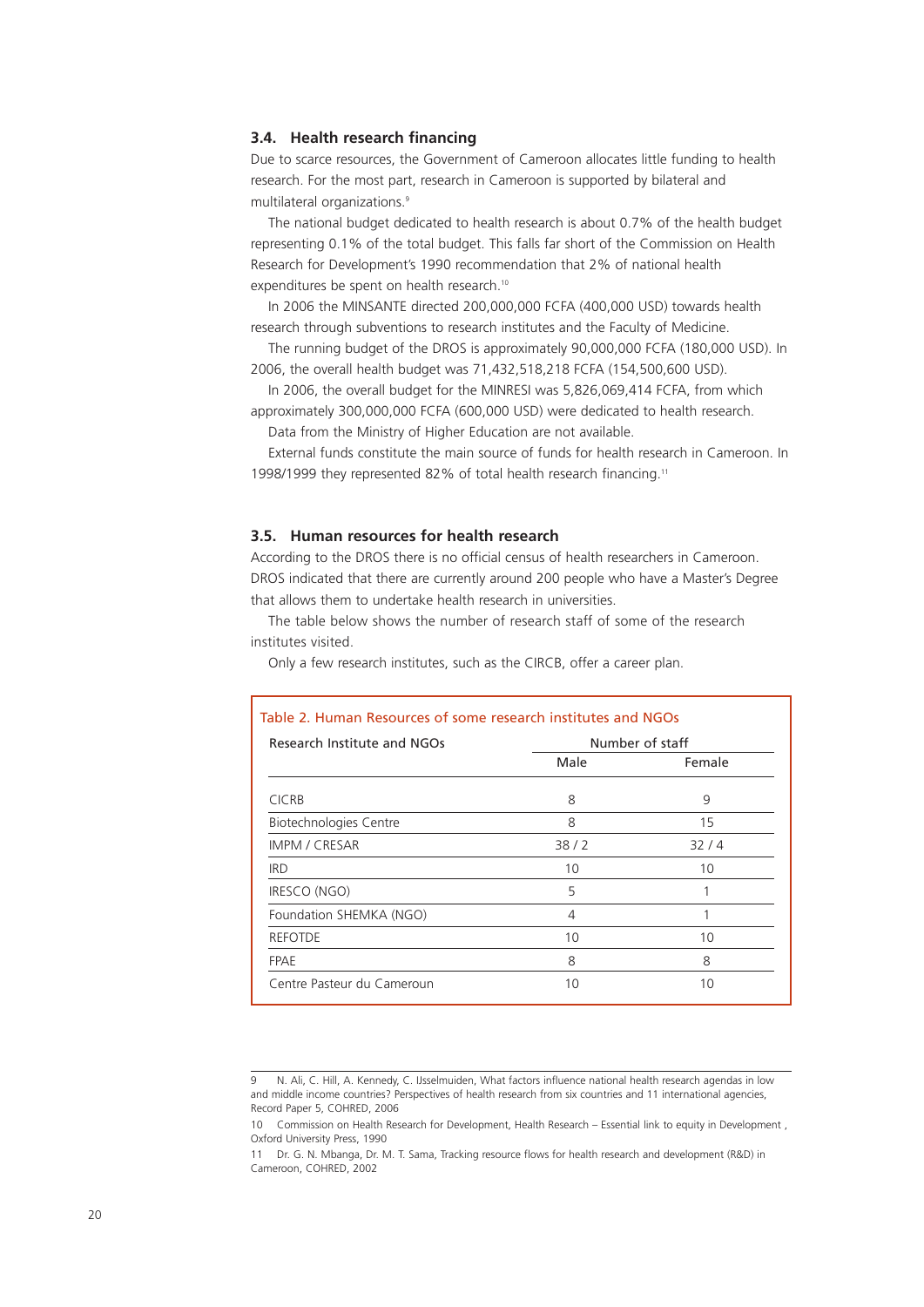### 3.4. Health research financing

Due to scarce resources, the Government of Cameroon allocates little funding to health research. For the most part, research in Cameroon is supported by bilateral and multilateral organizations.[9]

The national budget dedicated to health research is about 0.7% of the health budget representing 0.1% of the total budget. This falls far short of the Commission on Health Research for Development's 1990 recommendation that 2% of national health expenditures be spent on health research.[10]

In 2006 the MINSANTE directed 200,000,000 FCFA (400,000 USD) towards health research through subventions to research institutes and the Faculty of Medicine.

The running budget of the DROS is approximately 90,000,000 FCFA (180,000 USD). In 2006, the overall health budget was 71,432,518,218 FCFA (154,500,600 USD).

In 2006, the overall budget for the MINRESI was 5,826,069,414 FCFA, from which approximately 300,000,000 FCFA (600,000 USD) were dedicated to health research.

Data from the Ministry of Higher Education are not available.

External funds constitute the main source of funds for health research in Cameroon. In 1998/1999 they represented 82% of total health research financing.[11]

### 3.5. Human resources for health research

According to the DROS there is no official census of health researchers in Cameroon. DROS indicated that there are currently around 200 people who have a Master's Degree that allows them to undertake health research in universities.

The table below shows the number of research staff of some of the research institutes visited.

Only a few research institutes, such as the CIRCB, offer a career plan.

Table 2. Human Resources of some research institutes and NGOs

| Research Institute and NGOs | Number of staff | |
|---|---|---|
| | Male | Female |
| CICRB | 8 | 9 |
| Biotechnologies Centre | 8 | 15 |
| IMPM / CRESAR | 38 / 2 | 32 / 4 |
| IRD | 10 | 10 |
| IRESCO (NGO) | 5 | 1 |
| Foundation SHEMKA (NGO) | 4 | 1 |
| REFOTDE | 10 | 10 |
| FPAE | 8 | 8 |
| Centre Pasteur du Cameroun | 10 | 10 |

---

9 N. Ali, C. Hill, A. Kennedy, C. IJsselmuiden, What factors influence national health research agendas in low and middle income countries? Perspectives of health research from six countries and 11 international agencies, Record Paper 5, COHRED, 2006

10 Commission on Health Research for Development, Health Research – Essential link to equity in Development , Oxford University Press, 1990

11 Dr. G. N. Mbanga, Dr. M. T. Sama, Tracking resource flows for health research and development (R&D) in Cameroon, COHRED, 2002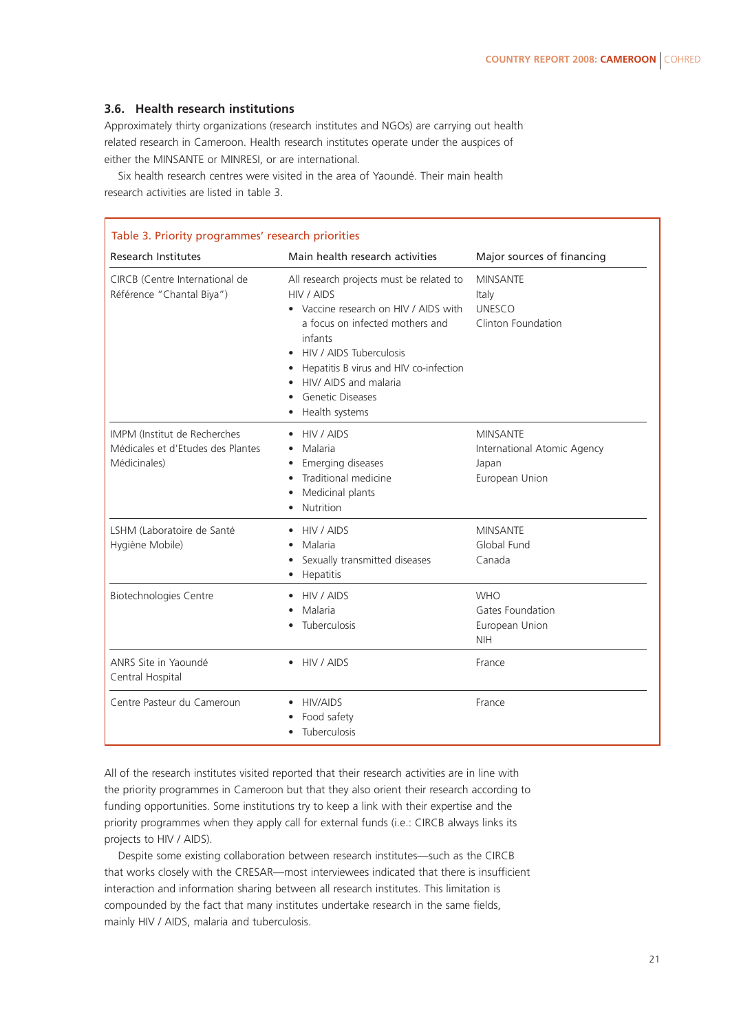### 3.6. Health research institutions

Approximately thirty organizations (research institutes and NGOs) are carrying out health related research in Cameroon. Health research institutes operate under the auspices of either the MINSANTE or MINRESI, or are international.

Six health research centres were visited in the area of Yaoundé. Their main health research activities are listed in table 3.

Table 3. Priority programmes' research priorities

| Research Institutes | Main health research activities | Major sources of financing |
|---|---|---|
| CIRCB (Centre International de Référence "Chantal Biya") | All research projects must be related to HIV / AIDS<br>• Vaccine research on HIV / AIDS with a focus on infected mothers and infants<br>• HIV / AIDS Tuberculosis<br>• Hepatitis B virus and HIV co-infection<br>• HIV/ AIDS and malaria<br>• Genetic Diseases<br>• Health systems | MINSANTE<br>Italy<br>UNESCO<br>Clinton Foundation |
| IMPM (Institut de Recherches Médicales et d'Etudes des Plantes Médicinales) | • HIV / AIDS<br>• Malaria<br>• Emerging diseases<br>• Traditional medicine<br>• Medicinal plants<br>• Nutrition | MINSANTE<br>International Atomic Agency<br>Japan<br>European Union |
| LSHM (Laboratoire de Santé Hygiène Mobile) | • HIV / AIDS<br>• Malaria<br>• Sexually transmitted diseases<br>• Hepatitis | MINSANTE<br>Global Fund<br>Canada |
| Biotechnologies Centre | • HIV / AIDS<br>• Malaria<br>• Tuberculosis | WHO<br>Gates Foundation<br>European Union<br>NIH |
| ANRS Site in Yaoundé Central Hospital | • HIV / AIDS | France |
| Centre Pasteur du Cameroun | • HIV/AIDS<br>• Food safety<br>• Tuberculosis | France |

All of the research institutes visited reported that their research activities are in line with the priority programmes in Cameroon but that they also orient their research according to funding opportunities. Some institutions try to keep a link with their expertise and the priority programmes when they apply call for external funds (i.e.: CIRCB always links its projects to HIV / AIDS).

Despite some existing collaboration between research institutes—such as the CIRCB that works closely with the CRESAR—most interviewees indicated that there is insufficient interaction and information sharing between all research institutes. This limitation is compounded by the fact that many institutes undertake research in the same fields, mainly HIV / AIDS, malaria and tuberculosis.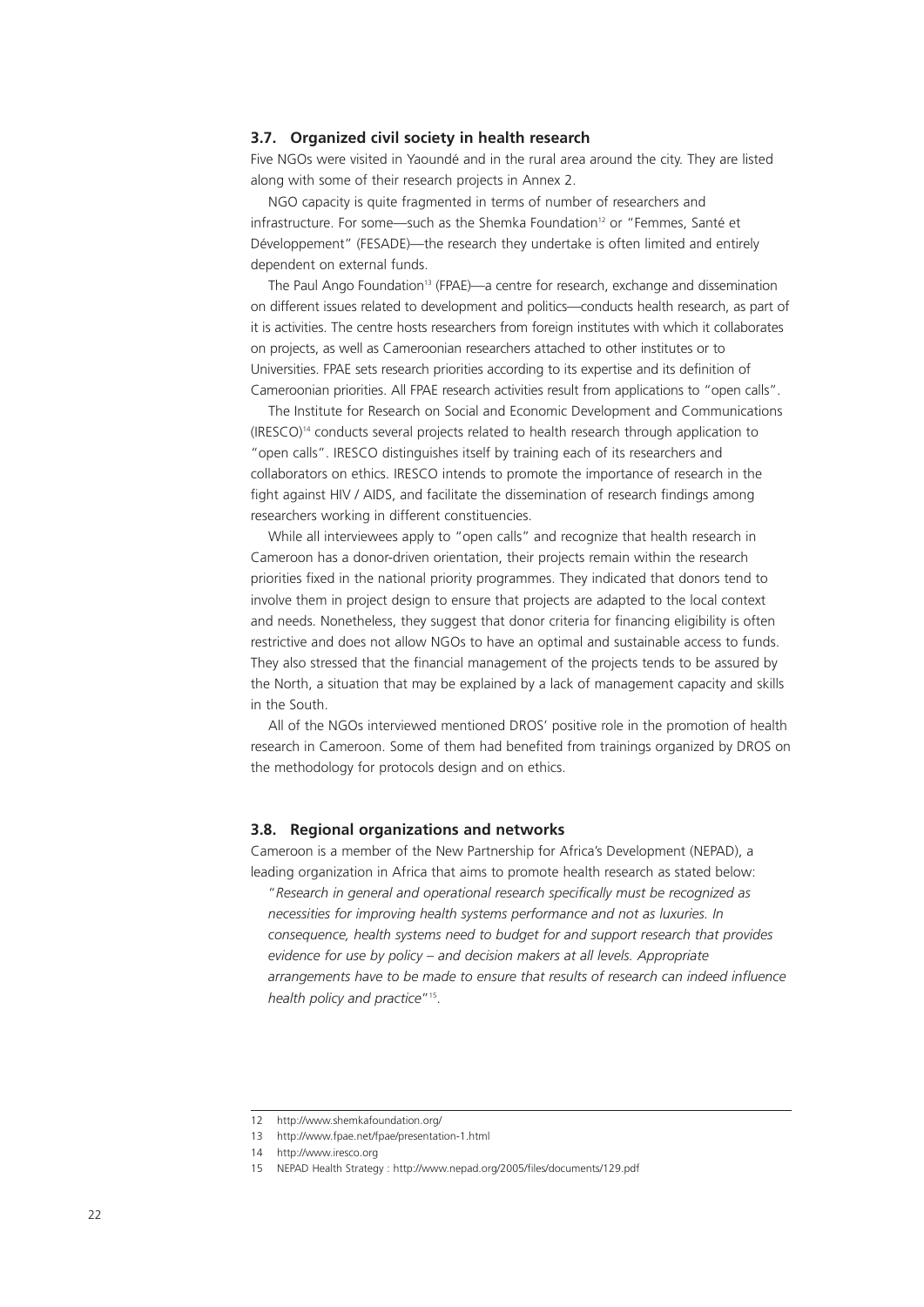### 3.7. Organized civil society in health research

Five NGOs were visited in Yaoundé and in the rural area around the city. They are listed along with some of their research projects in Annex 2.

NGO capacity is quite fragmented in terms of number of researchers and infrastructure. For some—such as the Shemka Foundation[12] or "Femmes, Santé et Développement" (FESADE)—the research they undertake is often limited and entirely dependent on external funds.

The Paul Ango Foundation[13] (FPAE)—a centre for research, exchange and dissemination on different issues related to development and politics—conducts health research, as part of it is activities. The centre hosts researchers from foreign institutes with which it collaborates on projects, as well as Cameroonian researchers attached to other institutes or to Universities. FPAE sets research priorities according to its expertise and its definition of Cameroonian priorities. All FPAE research activities result from applications to "open calls".

The Institute for Research on Social and Economic Development and Communications (IRESCO)[14] conducts several projects related to health research through application to "open calls". IRESCO distinguishes itself by training each of its researchers and collaborators on ethics. IRESCO intends to promote the importance of research in the fight against HIV / AIDS, and facilitate the dissemination of research findings among researchers working in different constituencies.

While all interviewees apply to "open calls" and recognize that health research in Cameroon has a donor-driven orientation, their projects remain within the research priorities fixed in the national priority programmes. They indicated that donors tend to involve them in project design to ensure that projects are adapted to the local context and needs. Nonetheless, they suggest that donor criteria for financing eligibility is often restrictive and does not allow NGOs to have an optimal and sustainable access to funds. They also stressed that the financial management of the projects tends to be assured by the North, a situation that may be explained by a lack of management capacity and skills in the South.

All of the NGOs interviewed mentioned DROS' positive role in the promotion of health research in Cameroon. Some of them had benefited from trainings organized by DROS on the methodology for protocols design and on ethics.

### 3.8. Regional organizations and networks

Cameroon is a member of the New Partnership for Africa's Development (NEPAD), a leading organization in Africa that aims to promote health research as stated below:

> "*Research in general and operational research specifically must be recognized as necessities for improving health systems performance and not as luxuries. In consequence, health systems need to budget for and support research that provides evidence for use by policy – and decision makers at all levels. Appropriate arrangements have to be made to ensure that results of research can indeed influence health policy and practice*"[15].

---

12 http://www.shemkafoundation.org/

13 http://www.fpae.net/fpae/presentation-1.html

14 http://www.iresco.org

15 NEPAD Health Strategy : http://www.nepad.org/2005/files/documents/129.pdf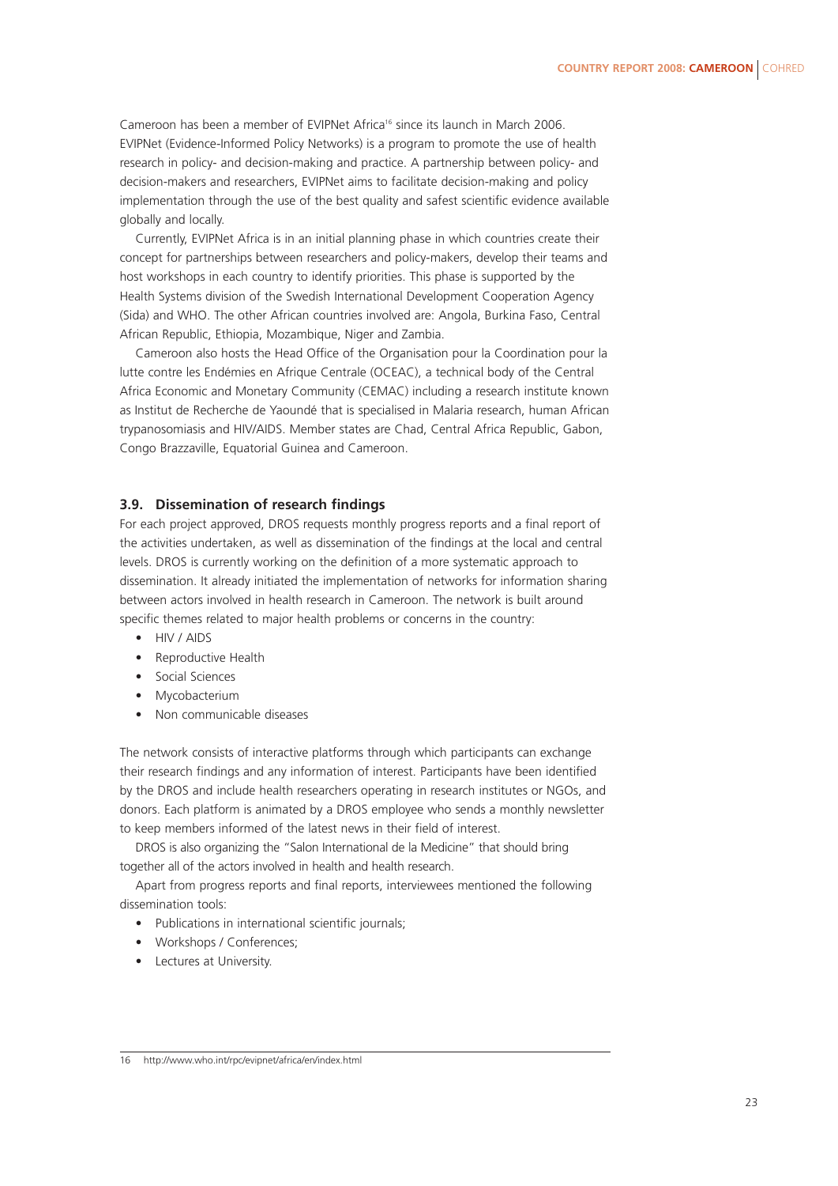Cameroon has been a member of EVIPNet Africa[16] since its launch in March 2006. EVIPNet (Evidence-Informed Policy Networks) is a program to promote the use of health research in policy- and decision-making and practice. A partnership between policy- and decision-makers and researchers, EVIPNet aims to facilitate decision-making and policy implementation through the use of the best quality and safest scientific evidence available globally and locally.

Currently, EVIPNet Africa is in an initial planning phase in which countries create their concept for partnerships between researchers and policy-makers, develop their teams and host workshops in each country to identify priorities. This phase is supported by the Health Systems division of the Swedish International Development Cooperation Agency (Sida) and WHO. The other African countries involved are: Angola, Burkina Faso, Central African Republic, Ethiopia, Mozambique, Niger and Zambia.

Cameroon also hosts the Head Office of the Organisation pour la Coordination pour la lutte contre les Endémies en Afrique Centrale (OCEAC), a technical body of the Central Africa Economic and Monetary Community (CEMAC) including a research institute known as Institut de Recherche de Yaoundé that is specialised in Malaria research, human African trypanosomiasis and HIV/AIDS. Member states are Chad, Central Africa Republic, Gabon, Congo Brazzaville, Equatorial Guinea and Cameroon.

### 3.9. Dissemination of research findings

For each project approved, DROS requests monthly progress reports and a final report of the activities undertaken, as well as dissemination of the findings at the local and central levels. DROS is currently working on the definition of a more systematic approach to dissemination. It already initiated the implementation of networks for information sharing between actors involved in health research in Cameroon. The network is built around specific themes related to major health problems or concerns in the country:

- HIV / AIDS
- Reproductive Health
- Social Sciences
- Mycobacterium
- Non communicable diseases

The network consists of interactive platforms through which participants can exchange their research findings and any information of interest. Participants have been identified by the DROS and include health researchers operating in research institutes or NGOs, and donors. Each platform is animated by a DROS employee who sends a monthly newsletter to keep members informed of the latest news in their field of interest.

DROS is also organizing the "Salon International de la Medicine" that should bring together all of the actors involved in health and health research.

Apart from progress reports and final reports, interviewees mentioned the following dissemination tools:

- Publications in international scientific journals;
- Workshops / Conferences;
- Lectures at University.

16 http://www.who.int/rpc/evipnet/africa/en/index.html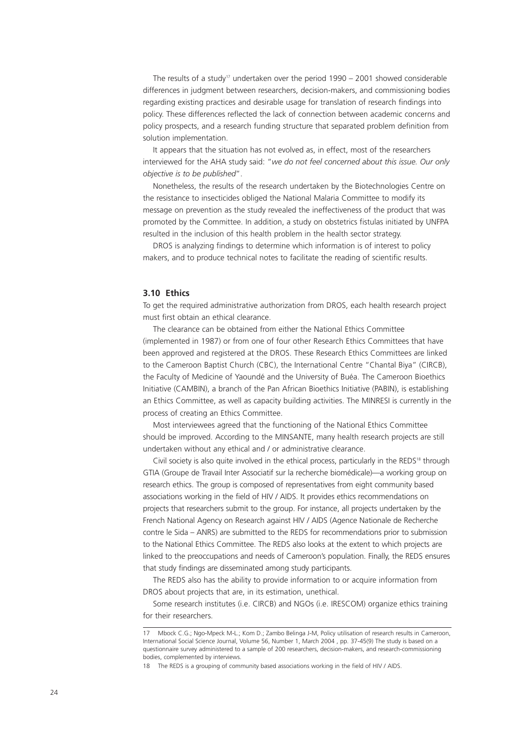The results of a study[17] undertaken over the period 1990 – 2001 showed considerable differences in judgment between researchers, decision-makers, and commissioning bodies regarding existing practices and desirable usage for translation of research findings into policy. These differences reflected the lack of connection between academic concerns and policy prospects, and a research funding structure that separated problem definition from solution implementation.

It appears that the situation has not evolved as, in effect, most of the researchers interviewed for the AHA study said: "*we do not feel concerned about this issue. Our only objective is to be published*".

Nonetheless, the results of the research undertaken by the Biotechnologies Centre on the resistance to insecticides obliged the National Malaria Committee to modify its message on prevention as the study revealed the ineffectiveness of the product that was promoted by the Committee. In addition, a study on obstetrics fistulas initiated by UNFPA resulted in the inclusion of this health problem in the health sector strategy.

DROS is analyzing findings to determine which information is of interest to policy makers, and to produce technical notes to facilitate the reading of scientific results.

### 3.10 Ethics

To get the required administrative authorization from DROS, each health research project must first obtain an ethical clearance.

The clearance can be obtained from either the National Ethics Committee (implemented in 1987) or from one of four other Research Ethics Committees that have been approved and registered at the DROS. These Research Ethics Committees are linked to the Cameroon Baptist Church (CBC), the International Centre "Chantal Biya" (CIRCB), the Faculty of Medicine of Yaoundé and the University of Buéa. The Cameroon Bioethics Initiative (CAMBIN), a branch of the Pan African Bioethics Initiative (PABIN), is establishing an Ethics Committee, as well as capacity building activities. The MINRESI is currently in the process of creating an Ethics Committee.

Most interviewees agreed that the functioning of the National Ethics Committee should be improved. According to the MINSANTE, many health research projects are still undertaken without any ethical and / or administrative clearance.

Civil society is also quite involved in the ethical process, particularly in the REDS[18] through GTIA (Groupe de Travail Inter Associatif sur la recherche biomédicale)—a working group on research ethics. The group is composed of representatives from eight community based associations working in the field of HIV / AIDS. It provides ethics recommendations on projects that researchers submit to the group. For instance, all projects undertaken by the French National Agency on Research against HIV / AIDS (Agence Nationale de Recherche contre le Sida – ANRS) are submitted to the REDS for recommendations prior to submission to the National Ethics Committee. The REDS also looks at the extent to which projects are linked to the preoccupations and needs of Cameroon's population. Finally, the REDS ensures that study findings are disseminated among study participants.

The REDS also has the ability to provide information to or acquire information from DROS about projects that are, in its estimation, unethical.

Some research institutes (i.e. CIRCB) and NGOs (i.e. IRESCOM) organize ethics training for their researchers.

---

17 Mbock C.G.; Ngo-Mpeck M-L.; Kom D.; Zambo Belinga J-M, Policy utilisation of research results in Cameroon, International Social Science Journal, Volume 56, Number 1, March 2004 , pp. 37-45(9) The study is based on a questionnaire survey administered to a sample of 200 researchers, decision-makers, and research-commissioning bodies, complemented by interviews.

18 The REDS is a grouping of community based associations working in the field of HIV / AIDS.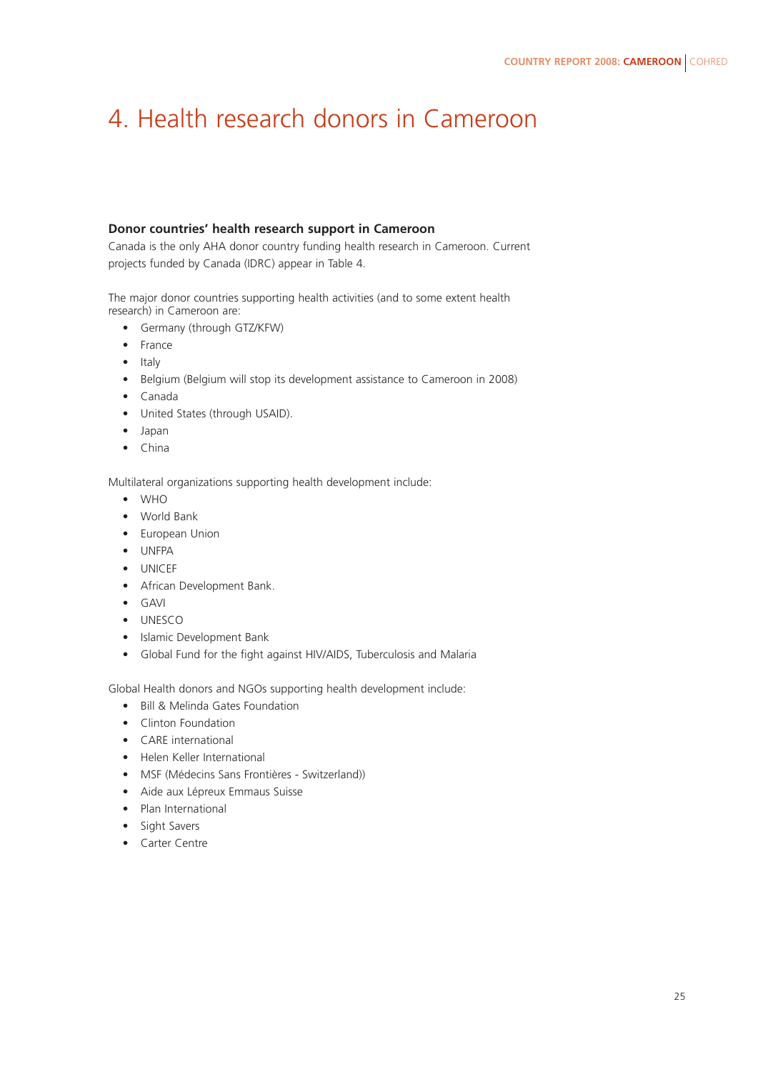# 4. Health research donors in Cameroon

### Donor countries' health research support in Cameroon

Canada is the only AHA donor country funding health research in Cameroon. Current projects funded by Canada (IDRC) appear in Table 4.

The major donor countries supporting health activities (and to some extent health research) in Cameroon are:

- Germany (through GTZ/KFW)
- France
- Italy
- Belgium (Belgium will stop its development assistance to Cameroon in 2008)
- Canada
- United States (through USAID).
- Japan
- China

Multilateral organizations supporting health development include:

- WHO
- World Bank
- European Union
- UNFPA
- UNICEF
- African Development Bank.
- GAVI
- UNESCO
- Islamic Development Bank
- Global Fund for the fight against HIV/AIDS, Tuberculosis and Malaria

Global Health donors and NGOs supporting health development include:

- Bill & Melinda Gates Foundation
- Clinton Foundation
- CARE international
- Helen Keller International
- MSF (Médecins Sans Frontières - Switzerland))
- Aide aux Lépreux Emmaus Suisse
- Plan International
- Sight Savers
- Carter Centre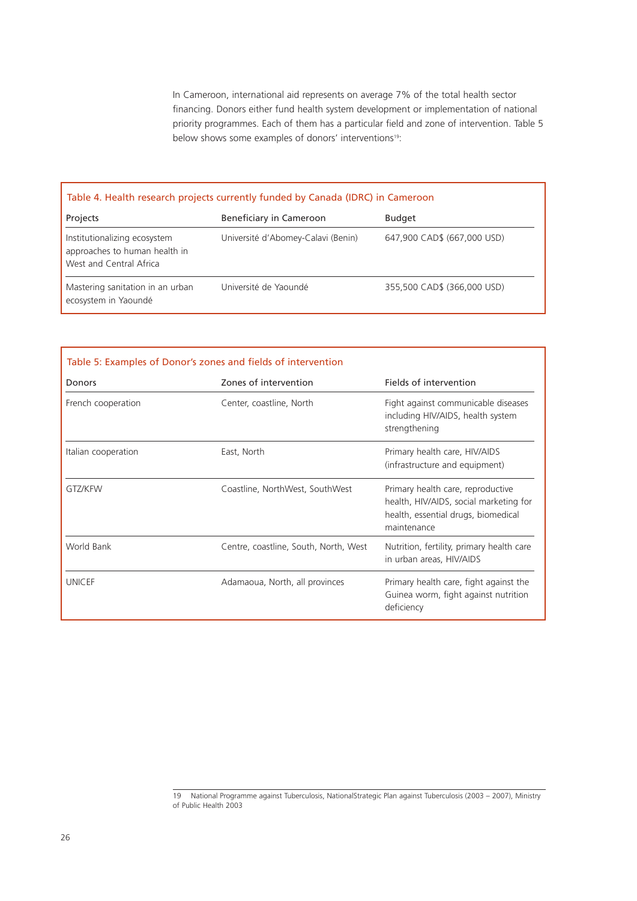In Cameroon, international aid represents on average 7% of the total health sector financing. Donors either fund health system development or implementation of national priority programmes. Each of them has a particular field and zone of intervention. Table 5 below shows some examples of donors' interventions[19]:

Table 4. Health research projects currently funded by Canada (IDRC) in Cameroon

| Projects | Beneficiary in Cameroon | Budget |
|---|---|---|
| Institutionalizing ecosystem approaches to human health in West and Central Africa | Université d'Abomey-Calavi (Benin) | 647,900 CAD$ (667,000 USD) |
| Mastering sanitation in an urban ecosystem in Yaoundé | Université de Yaoundé | 355,500 CAD$ (366,000 USD) |

Table 5: Examples of Donor's zones and fields of intervention

| Donors | Zones of intervention | Fields of intervention |
|---|---|---|
| French cooperation | Center, coastline, North | Fight against communicable diseases including HIV/AIDS, health system strengthening |
| Italian cooperation | East, North | Primary health care, HIV/AIDS (infrastructure and equipment) |
| GTZ/KFW | Coastline, NorthWest, SouthWest | Primary health care, reproductive health, HIV/AIDS, social marketing for health, essential drugs, biomedical maintenance |
| World Bank | Centre, coastline, South, North, West | Nutrition, fertility, primary health care in urban areas, HIV/AIDS |
| UNICEF | Adamaoua, North, all provinces | Primary health care, fight against the Guinea worm, fight against nutrition deficiency |

19 National Programme against Tuberculosis, NationalStrategic Plan against Tuberculosis (2003 – 2007), Ministry of Public Health 2003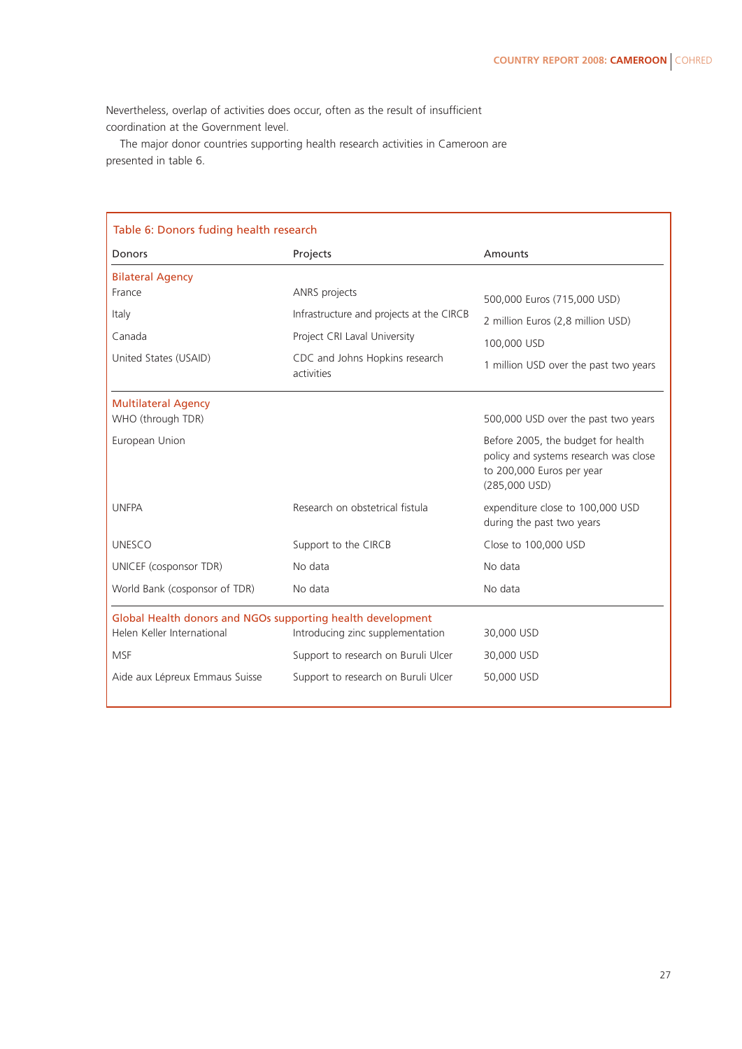Nevertheless, overlap of activities does occur, often as the result of insufficient coordination at the Government level.

The major donor countries supporting health research activities in Cameroon are presented in table 6.

Table 6: Donors fuding health research

| Donors | Projects | Amounts |
|---|---|---|
| **Bilateral Agency** | | |
| France | ANRS projects | 500,000 Euros (715,000 USD) |
| Italy | Infrastructure and projects at the CIRCB | 2 million Euros (2,8 million USD) |
| Canada | Project CRI Laval University | 100,000 USD |
| United States (USAID) | CDC and Johns Hopkins research activities | 1 million USD over the past two years |
| **Multilateral Agency** | | |
| WHO (through TDR) | | 500,000 USD over the past two years |
| European Union | | Before 2005, the budget for health policy and systems research was close to 200,000 Euros per year (285,000 USD) |
| UNFPA | Research on obstetrical fistula | expenditure close to 100,000 USD during the past two years |
| UNESCO | Support to the CIRCB | Close to 100,000 USD |
| UNICEF (cosponsor TDR) | No data | No data |
| World Bank (cosponsor of TDR) | No data | No data |
| **Global Health donors and NGOs supporting health development** | | |
| Helen Keller International | Introducing zinc supplementation | 30,000 USD |
| MSF | Support to research on Buruli Ulcer | 30,000 USD |
| Aide aux Lépreux Emmaus Suisse | Support to research on Buruli Ulcer | 50,000 USD |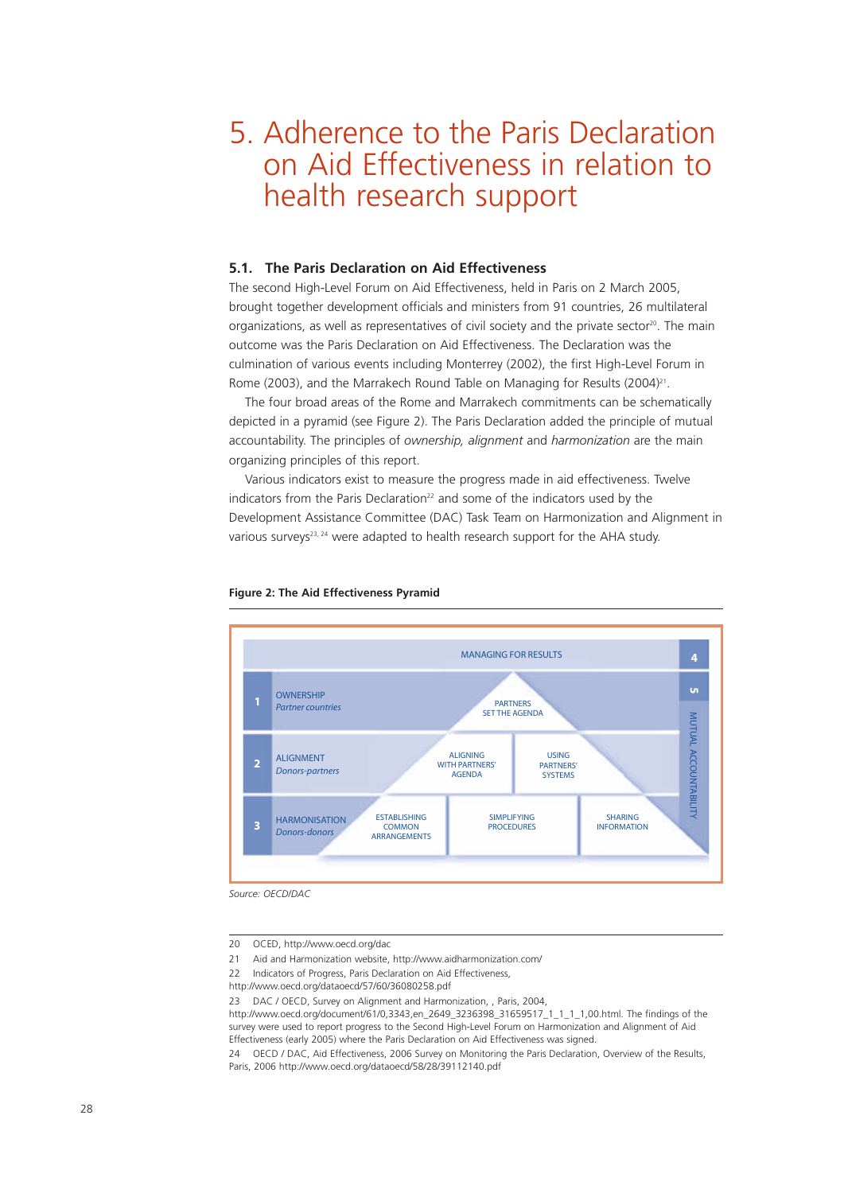# 5. Adherence to the Paris Declaration on Aid Effectiveness in relation to health research support

## 5.1. The Paris Declaration on Aid Effectiveness

The second High-Level Forum on Aid Effectiveness, held in Paris on 2 March 2005, brought together development officials and ministers from 91 countries, 26 multilateral organizations, as well as representatives of civil society and the private sector[20]. The main outcome was the Paris Declaration on Aid Effectiveness. The Declaration was the culmination of various events including Monterrey (2002), the first High-Level Forum in Rome (2003), and the Marrakech Round Table on Managing for Results (2004)[21].

The four broad areas of the Rome and Marrakech commitments can be schematically depicted in a pyramid (see Figure 2). The Paris Declaration added the principle of mutual accountability. The principles of *ownership, alignment* and *harmonization* are the main organizing principles of this report.

Various indicators exist to measure the progress made in aid effectiveness. Twelve indicators from the Paris Declaration[22] and some of the indicators used by the Development Assistance Committee (DAC) Task Team on Harmonization and Alignment in various surveys[23, 24] were adapted to health research support for the AHA study.

**Figure 2: The Aid Effectiveness Pyramid**

| | | | | | |
|---|---|---|---|---|---|
| | MANAGING FOR RESULTS | | | | 4 |
| 1 | OWNERSHIP *Partner countries* | PARTNERS SET THE AGENDA | | | 5 MUTUAL ACCOUNTABILITY |
| 2 | ALIGNMENT *Donors-partners* | ALIGNING WITH PARTNERS' AGENDA | USING PARTNERS' SYSTEMS | | |
| 3 | HARMONISATION *Donors-donors* | ESTABLISHING COMMON ARRANGEMENTS | SIMPLIFYING PROCEDURES | SHARING INFORMATION | |

*Source: OECD/DAC*

---

20 OCED, http://www.oecd.org/dac

21 Aid and Harmonization website, http://www.aidharmonization.com/

22 Indicators of Progress, Paris Declaration on Aid Effectiveness, http://www.oecd.org/dataoecd/57/60/36080258.pdf

23 DAC / OECD, Survey on Alignment and Harmonization, , Paris, 2004, http://www.oecd.org/document/61/0,3343,en_2649_3236398_31659517_1_1_1_1,00.html. The findings of the survey were used to report progress to the Second High-Level Forum on Harmonization and Alignment of Aid Effectiveness (early 2005) where the Paris Declaration on Aid Effectiveness was signed.

24 OECD / DAC, Aid Effectiveness, 2006 Survey on Monitoring the Paris Declaration, Overview of the Results, Paris, 2006 http://www.oecd.org/dataoecd/58/28/39112140.pdf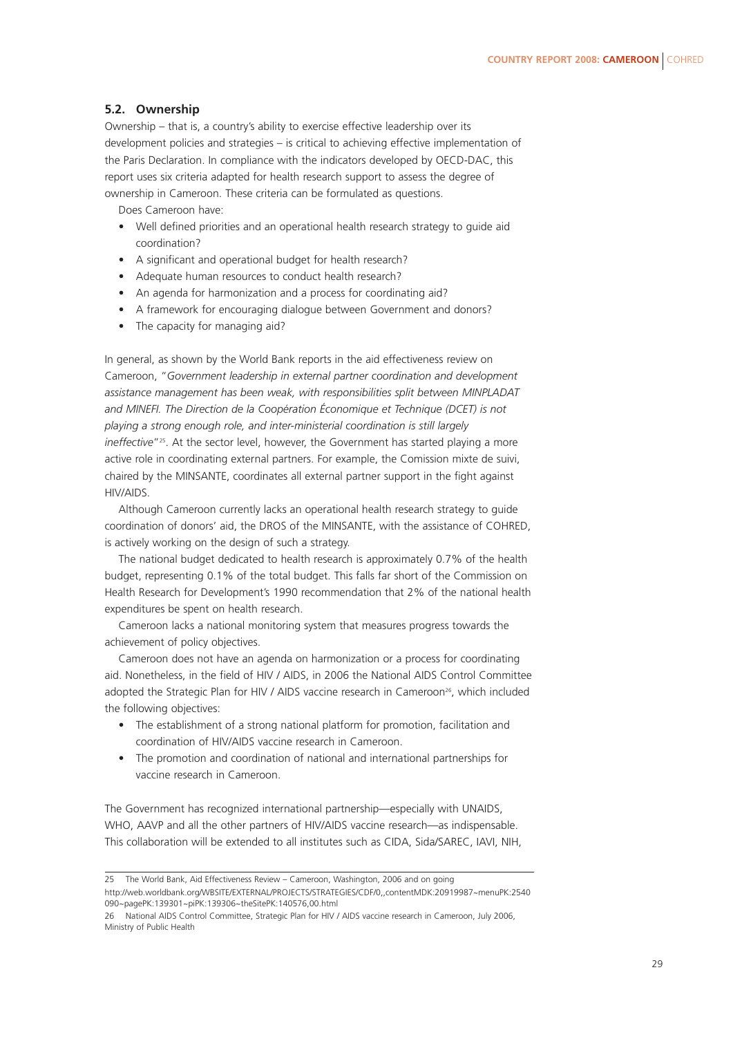### 5.2. Ownership

Ownership – that is, a country's ability to exercise effective leadership over its development policies and strategies – is critical to achieving effective implementation of the Paris Declaration. In compliance with the indicators developed by OECD-DAC, this report uses six criteria adapted for health research support to assess the degree of ownership in Cameroon. These criteria can be formulated as questions.

Does Cameroon have:

- Well defined priorities and an operational health research strategy to guide aid coordination?
- A significant and operational budget for health research?
- Adequate human resources to conduct health research?
- An agenda for harmonization and a process for coordinating aid?
- A framework for encouraging dialogue between Government and donors?
- The capacity for managing aid?

In general, as shown by the World Bank reports in the aid effectiveness review on Cameroon, "*Government leadership in external partner coordination and development assistance management has been weak, with responsibilities split between MINPLADAT and MINEFI. The Direction de la Coopération Économique et Technique (DCET) is not playing a strong enough role, and inter-ministerial coordination is still largely ineffective*"[25]. At the sector level, however, the Government has started playing a more active role in coordinating external partners. For example, the Comission mixte de suivi, chaired by the MINSANTE, coordinates all external partner support in the fight against HIV/AIDS.

Although Cameroon currently lacks an operational health research strategy to guide coordination of donors' aid, the DROS of the MINSANTE, with the assistance of COHRED, is actively working on the design of such a strategy.

The national budget dedicated to health research is approximately 0.7% of the health budget, representing 0.1% of the total budget. This falls far short of the Commission on Health Research for Development's 1990 recommendation that 2% of the national health expenditures be spent on health research.

Cameroon lacks a national monitoring system that measures progress towards the achievement of policy objectives.

Cameroon does not have an agenda on harmonization or a process for coordinating aid. Nonetheless, in the field of HIV / AIDS, in 2006 the National AIDS Control Committee adopted the Strategic Plan for HIV / AIDS vaccine research in Cameroon[26], which included the following objectives:

- The establishment of a strong national platform for promotion, facilitation and coordination of HIV/AIDS vaccine research in Cameroon.
- The promotion and coordination of national and international partnerships for vaccine research in Cameroon.

The Government has recognized international partnership—especially with UNAIDS, WHO, AAVP and all the other partners of HIV/AIDS vaccine research—as indispensable. This collaboration will be extended to all institutes such as CIDA, Sida/SAREC, IAVI, NIH,

---

25 The World Bank, Aid Effectiveness Review – Cameroon, Washington, 2006 and on going http://web.worldbank.org/WBSITE/EXTERNAL/PROJECTS/STRATEGIES/CDF/0,,contentMDK:20919987~menuPK:2540090~pagePK:139301~piPK:139306~theSitePK:140576,00.html

26 National AIDS Control Committee, Strategic Plan for HIV / AIDS vaccine research in Cameroon, July 2006, Ministry of Public Health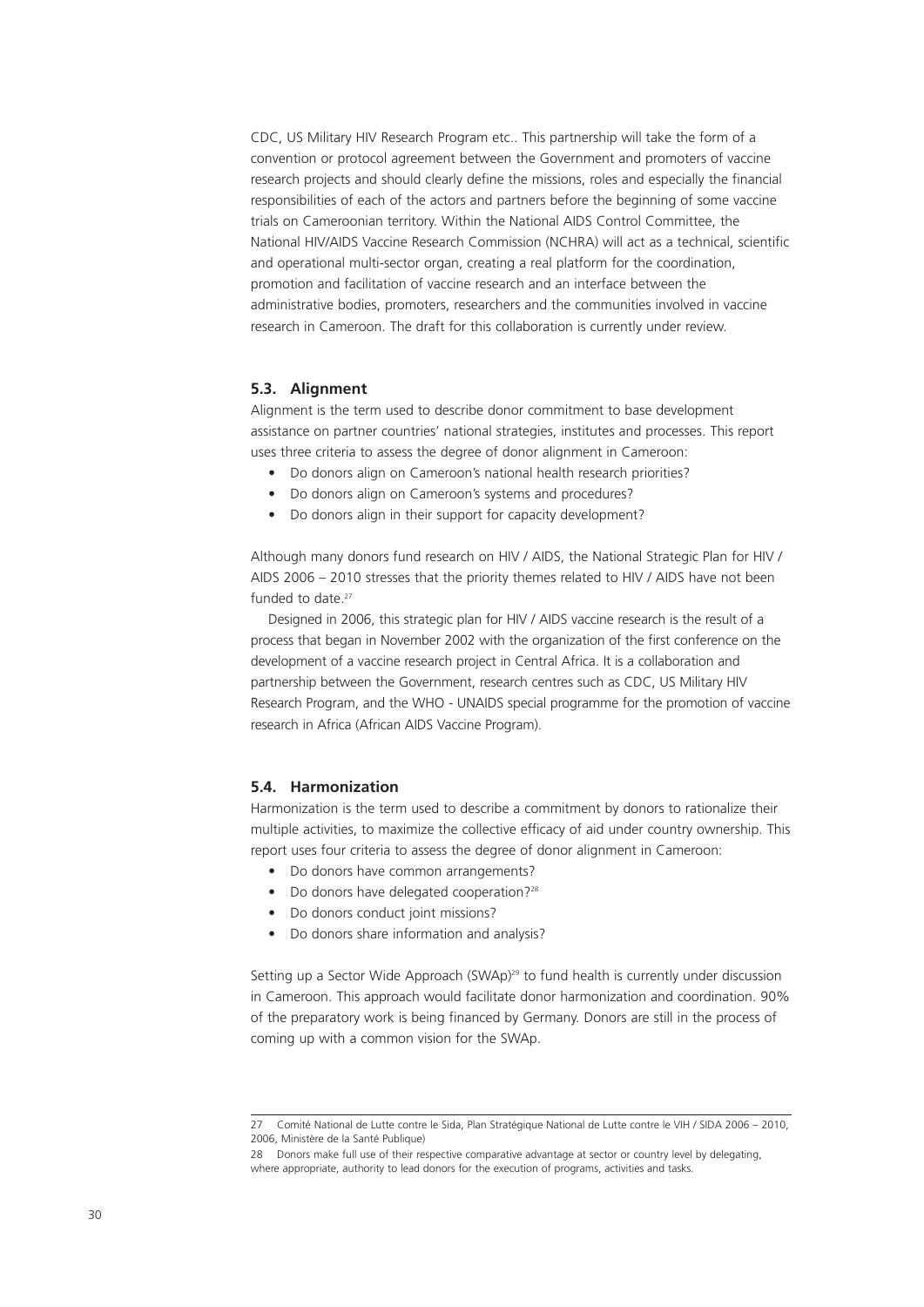CDC, US Military HIV Research Program etc.. This partnership will take the form of a convention or protocol agreement between the Government and promoters of vaccine research projects and should clearly define the missions, roles and especially the financial responsibilities of each of the actors and partners before the beginning of some vaccine trials on Cameroonian territory. Within the National AIDS Control Committee, the National HIV/AIDS Vaccine Research Commission (NCHRA) will act as a technical, scientific and operational multi-sector organ, creating a real platform for the coordination, promotion and facilitation of vaccine research and an interface between the administrative bodies, promoters, researchers and the communities involved in vaccine research in Cameroon. The draft for this collaboration is currently under review.

### 5.3. Alignment

Alignment is the term used to describe donor commitment to base development assistance on partner countries' national strategies, institutes and processes. This report uses three criteria to assess the degree of donor alignment in Cameroon:

- Do donors align on Cameroon's national health research priorities?
- Do donors align on Cameroon's systems and procedures?
- Do donors align in their support for capacity development?

Although many donors fund research on HIV / AIDS, the National Strategic Plan for HIV / AIDS 2006 – 2010 stresses that the priority themes related to HIV / AIDS have not been funded to date.[27]

Designed in 2006, this strategic plan for HIV / AIDS vaccine research is the result of a process that began in November 2002 with the organization of the first conference on the development of a vaccine research project in Central Africa. It is a collaboration and partnership between the Government, research centres such as CDC, US Military HIV Research Program, and the WHO - UNAIDS special programme for the promotion of vaccine research in Africa (African AIDS Vaccine Program).

### 5.4. Harmonization

Harmonization is the term used to describe a commitment by donors to rationalize their multiple activities, to maximize the collective efficacy of aid under country ownership. This report uses four criteria to assess the degree of donor alignment in Cameroon:

- Do donors have common arrangements?
- Do donors have delegated cooperation?[28]
- Do donors conduct joint missions?
- Do donors share information and analysis?

Setting up a Sector Wide Approach (SWAp)[29] to fund health is currently under discussion in Cameroon. This approach would facilitate donor harmonization and coordination. 90% of the preparatory work is being financed by Germany. Donors are still in the process of coming up with a common vision for the SWAp.

---

27 Comité National de Lutte contre le Sida, Plan Stratégique National de Lutte contre le VIH / SIDA 2006 – 2010, 2006, Ministère de la Santé Publique)

28 Donors make full use of their respective comparative advantage at sector or country level by delegating, where appropriate, authority to lead donors for the execution of programs, activities and tasks.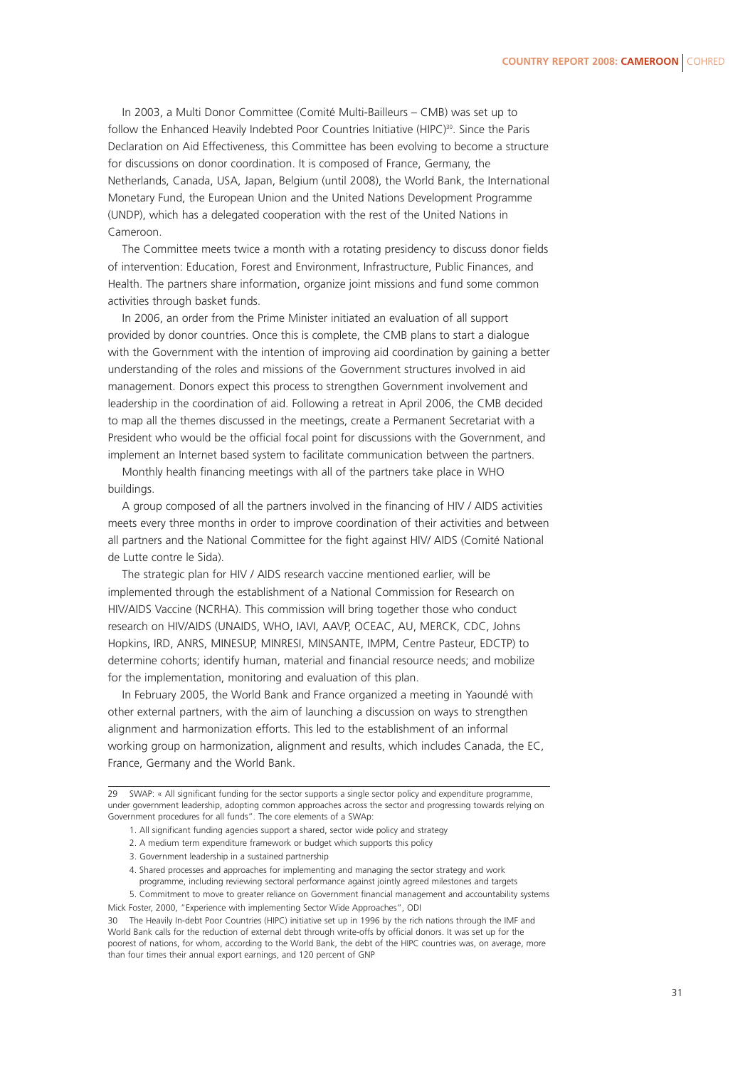In 2003, a Multi Donor Committee (Comité Multi-Bailleurs – CMB) was set up to follow the Enhanced Heavily Indebted Poor Countries Initiative (HIPC)[30]. Since the Paris Declaration on Aid Effectiveness, this Committee has been evolving to become a structure for discussions on donor coordination. It is composed of France, Germany, the Netherlands, Canada, USA, Japan, Belgium (until 2008), the World Bank, the International Monetary Fund, the European Union and the United Nations Development Programme (UNDP), which has a delegated cooperation with the rest of the United Nations in Cameroon.

The Committee meets twice a month with a rotating presidency to discuss donor fields of intervention: Education, Forest and Environment, Infrastructure, Public Finances, and Health. The partners share information, organize joint missions and fund some common activities through basket funds.

In 2006, an order from the Prime Minister initiated an evaluation of all support provided by donor countries. Once this is complete, the CMB plans to start a dialogue with the Government with the intention of improving aid coordination by gaining a better understanding of the roles and missions of the Government structures involved in aid management. Donors expect this process to strengthen Government involvement and leadership in the coordination of aid. Following a retreat in April 2006, the CMB decided to map all the themes discussed in the meetings, create a Permanent Secretariat with a President who would be the official focal point for discussions with the Government, and implement an Internet based system to facilitate communication between the partners.

Monthly health financing meetings with all of the partners take place in WHO buildings.

A group composed of all the partners involved in the financing of HIV / AIDS activities meets every three months in order to improve coordination of their activities and between all partners and the National Committee for the fight against HIV/ AIDS (Comité National de Lutte contre le Sida).

The strategic plan for HIV / AIDS research vaccine mentioned earlier, will be implemented through the establishment of a National Commission for Research on HIV/AIDS Vaccine (NCRHA). This commission will bring together those who conduct research on HIV/AIDS (UNAIDS, WHO, IAVI, AAVP, OCEAC, AU, MERCK, CDC, Johns Hopkins, IRD, ANRS, MINESUP, MINRESI, MINSANTE, IMPM, Centre Pasteur, EDCTP) to determine cohorts; identify human, material and financial resource needs; and mobilize for the implementation, monitoring and evaluation of this plan.

In February 2005, the World Bank and France organized a meeting in Yaoundé with other external partners, with the aim of launching a discussion on ways to strengthen alignment and harmonization efforts. This led to the establishment of an informal working group on harmonization, alignment and results, which includes Canada, the EC, France, Germany and the World Bank.

---

29 SWAP: « All significant funding for the sector supports a single sector policy and expenditure programme, under government leadership, adopting common approaches across the sector and progressing towards relying on Government procedures for all funds". The core elements of a SWAp:

1. All significant funding agencies support a shared, sector wide policy and strategy
2. A medium term expenditure framework or budget which supports this policy
3. Government leadership in a sustained partnership
4. Shared processes and approaches for implementing and managing the sector strategy and work programme, including reviewing sectoral performance against jointly agreed milestones and targets
5. Commitment to move to greater reliance on Government financial management and accountability systems

Mick Foster, 2000, "Experience with implementing Sector Wide Approaches", ODI

30 The Heavily In-debt Poor Countries (HIPC) initiative set up in 1996 by the rich nations through the IMF and World Bank calls for the reduction of external debt through write-offs by official donors. It was set up for the poorest of nations, for whom, according to the World Bank, the debt of the HIPC countries was, on average, more than four times their annual export earnings, and 120 percent of GNP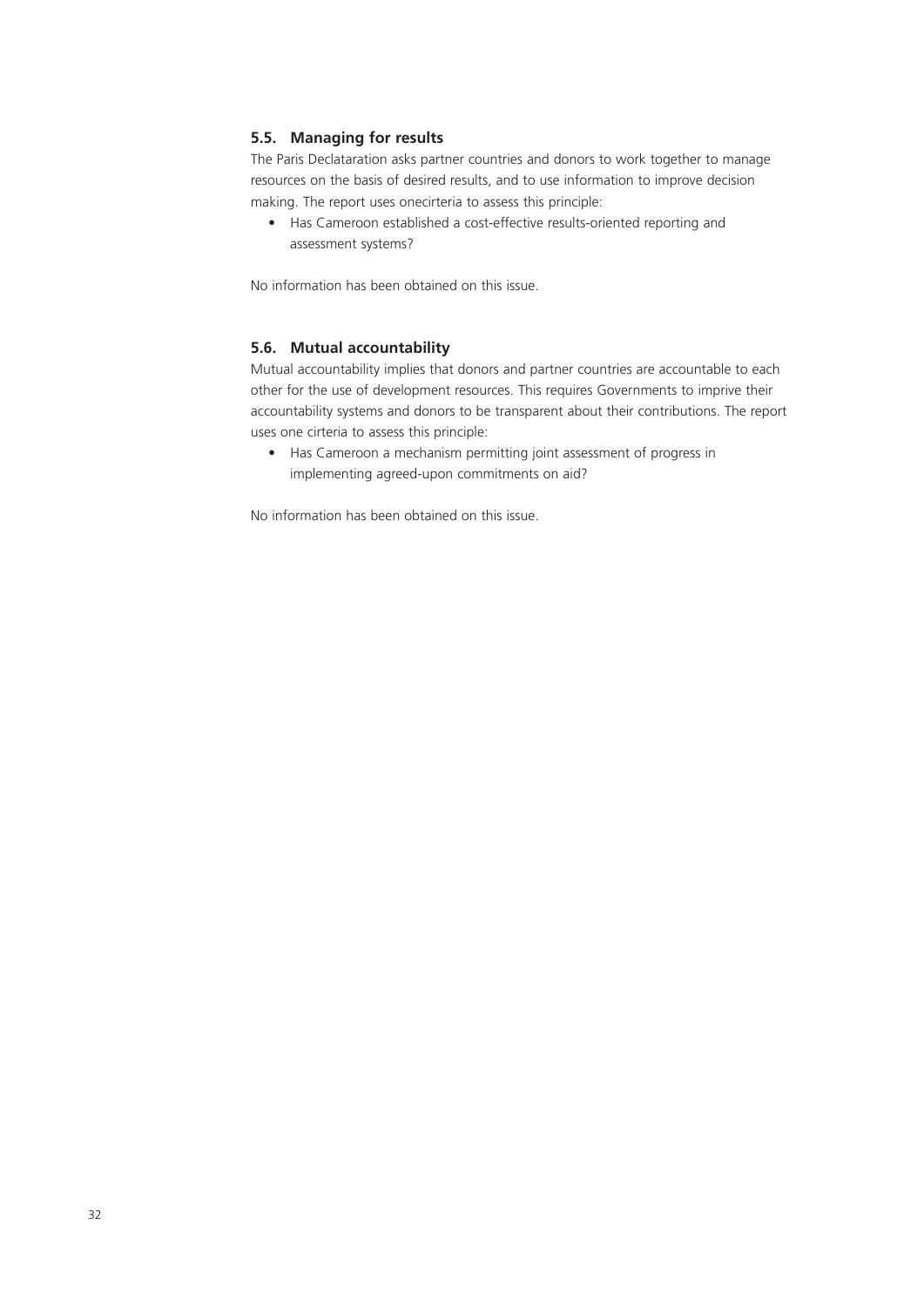### 5.5. Managing for results

The Paris Declataration asks partner countries and donors to work together to manage resources on the basis of desired results, and to use information to improve decision making. The report uses onecirteria to assess this principle:

- Has Cameroon established a cost-effective results-oriented reporting and assessment systems?

No information has been obtained on this issue.

### 5.6. Mutual accountability

Mutual accountability implies that donors and partner countries are accountable to each other for the use of development resources. This requires Governments to imprive their accountability systems and donors to be transparent about their contributions. The report uses one cirteria to assess this principle:

- Has Cameroon a mechanism permitting joint assessment of progress in implementing agreed-upon commitments on aid?

No information has been obtained on this issue.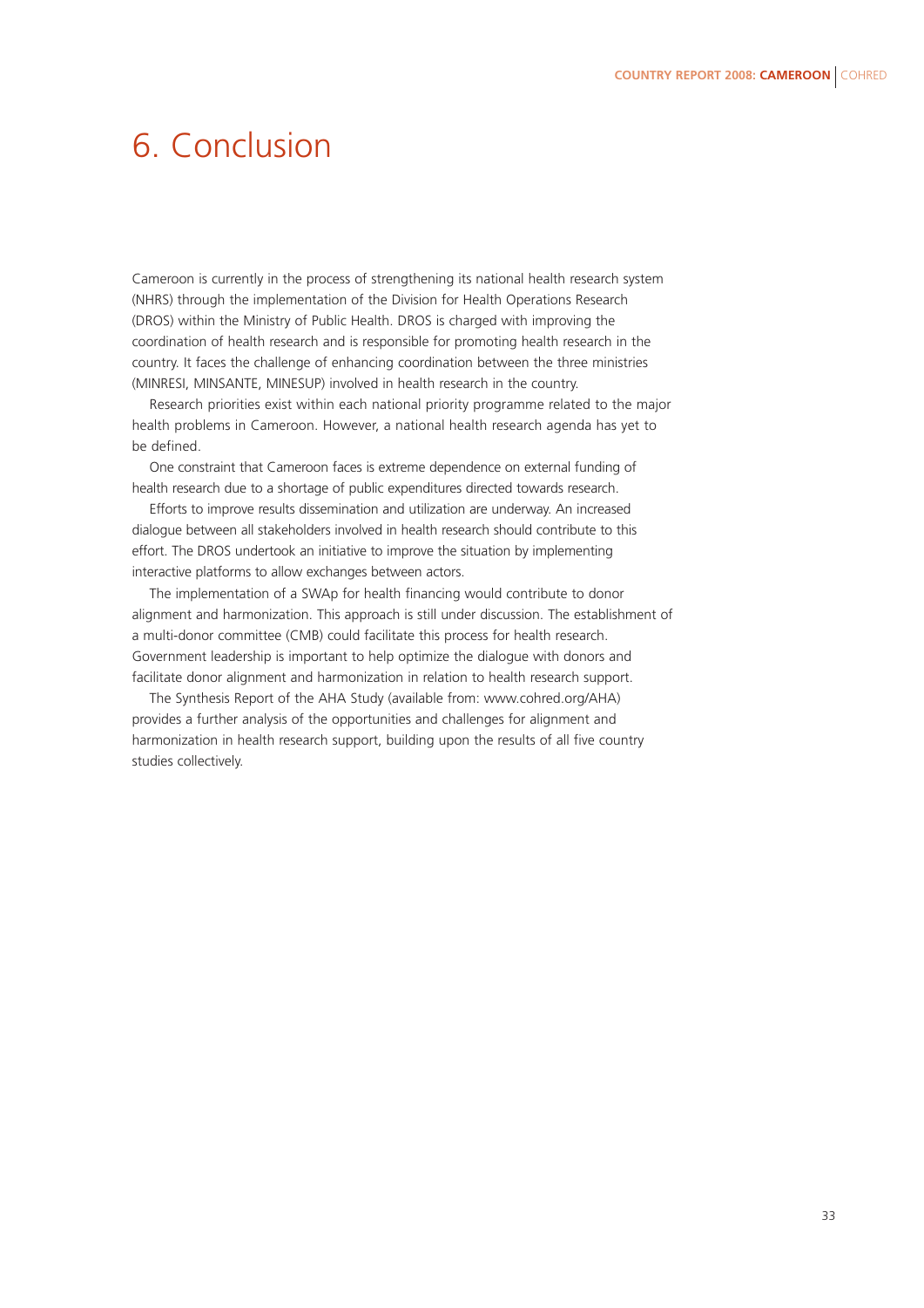# 6. Conclusion

Cameroon is currently in the process of strengthening its national health research system (NHRS) through the implementation of the Division for Health Operations Research (DROS) within the Ministry of Public Health. DROS is charged with improving the coordination of health research and is responsible for promoting health research in the country. It faces the challenge of enhancing coordination between the three ministries (MINRESI, MINSANTE, MINESUP) involved in health research in the country.

Research priorities exist within each national priority programme related to the major health problems in Cameroon. However, a national health research agenda has yet to be defined.

One constraint that Cameroon faces is extreme dependence on external funding of health research due to a shortage of public expenditures directed towards research.

Efforts to improve results dissemination and utilization are underway. An increased dialogue between all stakeholders involved in health research should contribute to this effort. The DROS undertook an initiative to improve the situation by implementing interactive platforms to allow exchanges between actors.

The implementation of a SWAp for health financing would contribute to donor alignment and harmonization. This approach is still under discussion. The establishment of a multi-donor committee (CMB) could facilitate this process for health research. Government leadership is important to help optimize the dialogue with donors and facilitate donor alignment and harmonization in relation to health research support.

The Synthesis Report of the AHA Study (available from: www.cohred.org/AHA) provides a further analysis of the opportunities and challenges for alignment and harmonization in health research support, building upon the results of all five country studies collectively.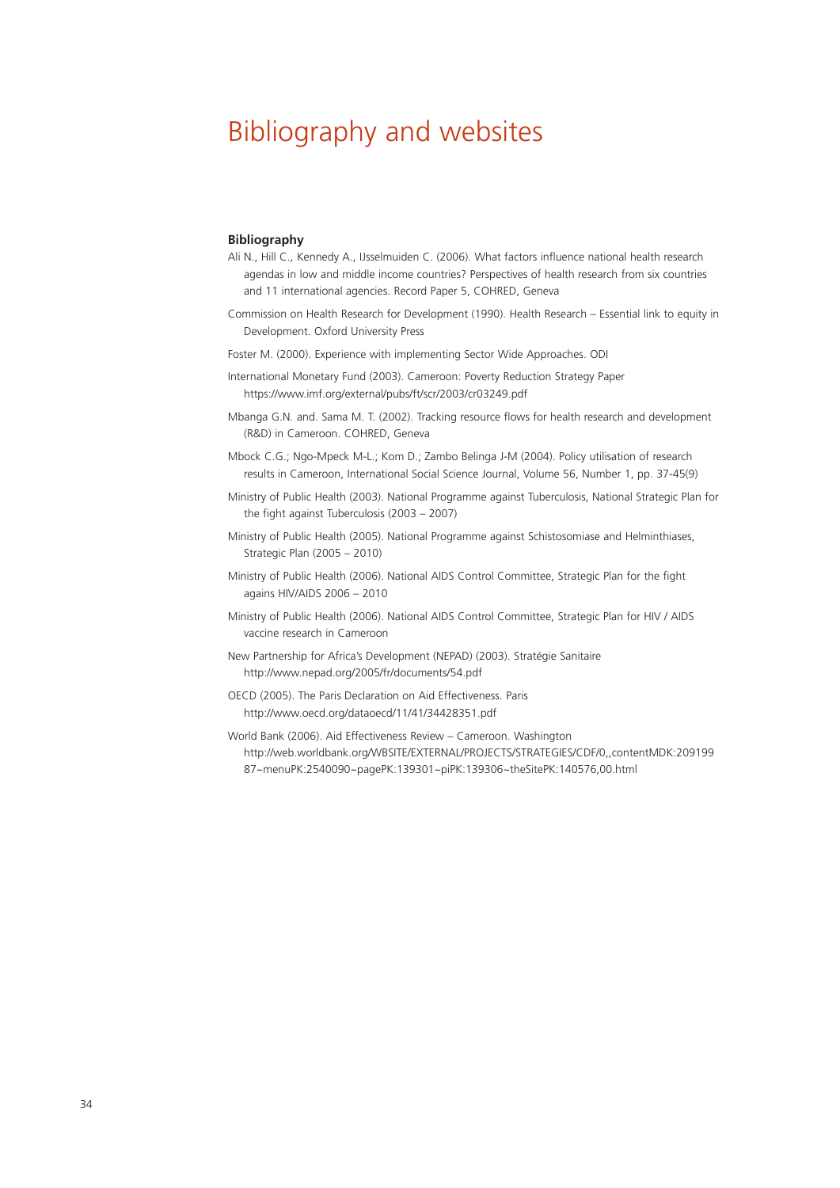# Bibliography and websites

### Bibliography

Ali N., Hill C., Kennedy A., IJsselmuiden C. (2006). What factors influence national health research agendas in low and middle income countries? Perspectives of health research from six countries and 11 international agencies. Record Paper 5, COHRED, Geneva

Commission on Health Research for Development (1990). Health Research – Essential link to equity in Development. Oxford University Press

Foster M. (2000). Experience with implementing Sector Wide Approaches. ODI

International Monetary Fund (2003). Cameroon: Poverty Reduction Strategy Paper https://www.imf.org/external/pubs/ft/scr/2003/cr03249.pdf

Mbanga G.N. and. Sama M. T. (2002). Tracking resource flows for health research and development (R&D) in Cameroon. COHRED, Geneva

Mbock C.G.; Ngo-Mpeck M-L.; Kom D.; Zambo Belinga J-M (2004). Policy utilisation of research results in Cameroon, International Social Science Journal, Volume 56, Number 1, pp. 37-45(9)

Ministry of Public Health (2003). National Programme against Tuberculosis, National Strategic Plan for the fight against Tuberculosis (2003 – 2007)

Ministry of Public Health (2005). National Programme against Schistosomiase and Helminthiases, Strategic Plan (2005 – 2010)

Ministry of Public Health (2006). National AIDS Control Committee, Strategic Plan for the fight agains HIV/AIDS 2006 – 2010

Ministry of Public Health (2006). National AIDS Control Committee, Strategic Plan for HIV / AIDS vaccine research in Cameroon

New Partnership for Africa's Development (NEPAD) (2003). Stratégie Sanitaire http://www.nepad.org/2005/fr/documents/54.pdf

OECD (2005). The Paris Declaration on Aid Effectiveness. Paris http://www.oecd.org/dataoecd/11/41/34428351.pdf

World Bank (2006). Aid Effectiveness Review – Cameroon. Washington http://web.worldbank.org/WBSITE/EXTERNAL/PROJECTS/STRATEGIES/CDF/0,,contentMDK:20919987~menuPK:2540090~pagePK:139301~piPK:139306~theSitePK:140576,00.html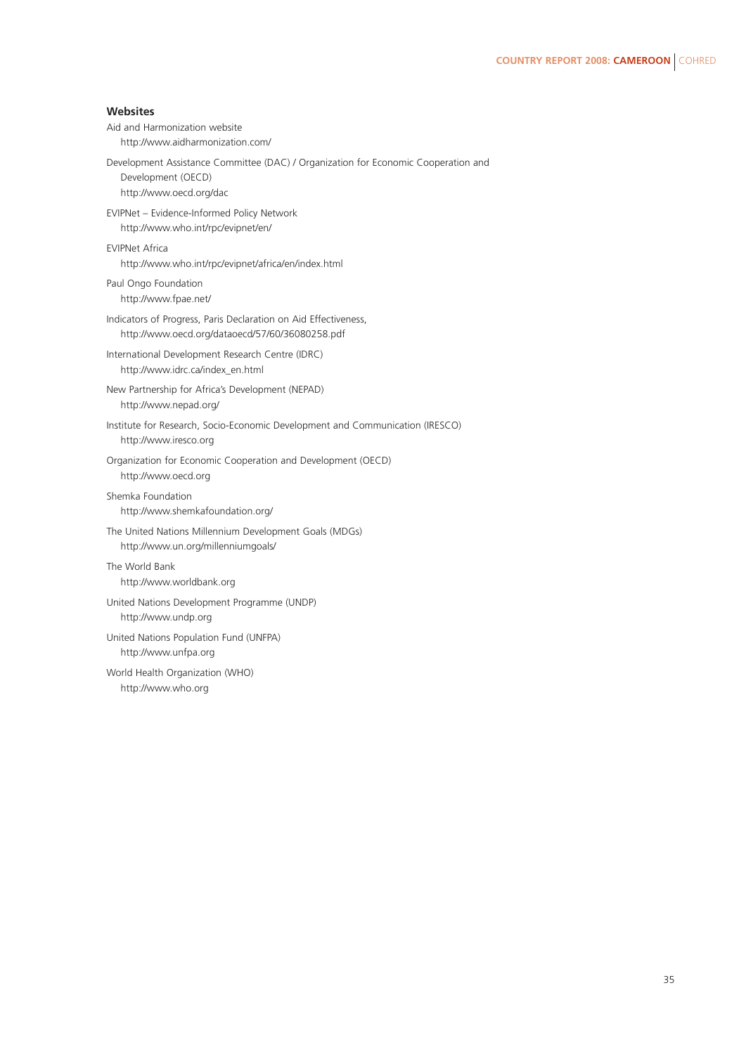### Websites

Aid and Harmonization website
http://www.aidharmonization.com/

Development Assistance Committee (DAC) / Organization for Economic Cooperation and Development (OECD)
http://www.oecd.org/dac

EVIPNet – Evidence-Informed Policy Network
http://www.who.int/rpc/evipnet/en/

EVIPNet Africa
http://www.who.int/rpc/evipnet/africa/en/index.html

Paul Ongo Foundation
http://www.fpae.net/

Indicators of Progress, Paris Declaration on Aid Effectiveness,
http://www.oecd.org/dataoecd/57/60/36080258.pdf

International Development Research Centre (IDRC)
http://www.idrc.ca/index_en.html

New Partnership for Africa's Development (NEPAD)
http://www.nepad.org/

Institute for Research, Socio-Economic Development and Communication (IRESCO)
http://www.iresco.org

Organization for Economic Cooperation and Development (OECD)
http://www.oecd.org

Shemka Foundation
http://www.shemkafoundation.org/

The United Nations Millennium Development Goals (MDGs)
http://www.un.org/millenniumgoals/

The World Bank
http://www.worldbank.org

United Nations Development Programme (UNDP)
http://www.undp.org

United Nations Population Fund (UNFPA)
http://www.unfpa.org

World Health Organization (WHO)
http://www.who.org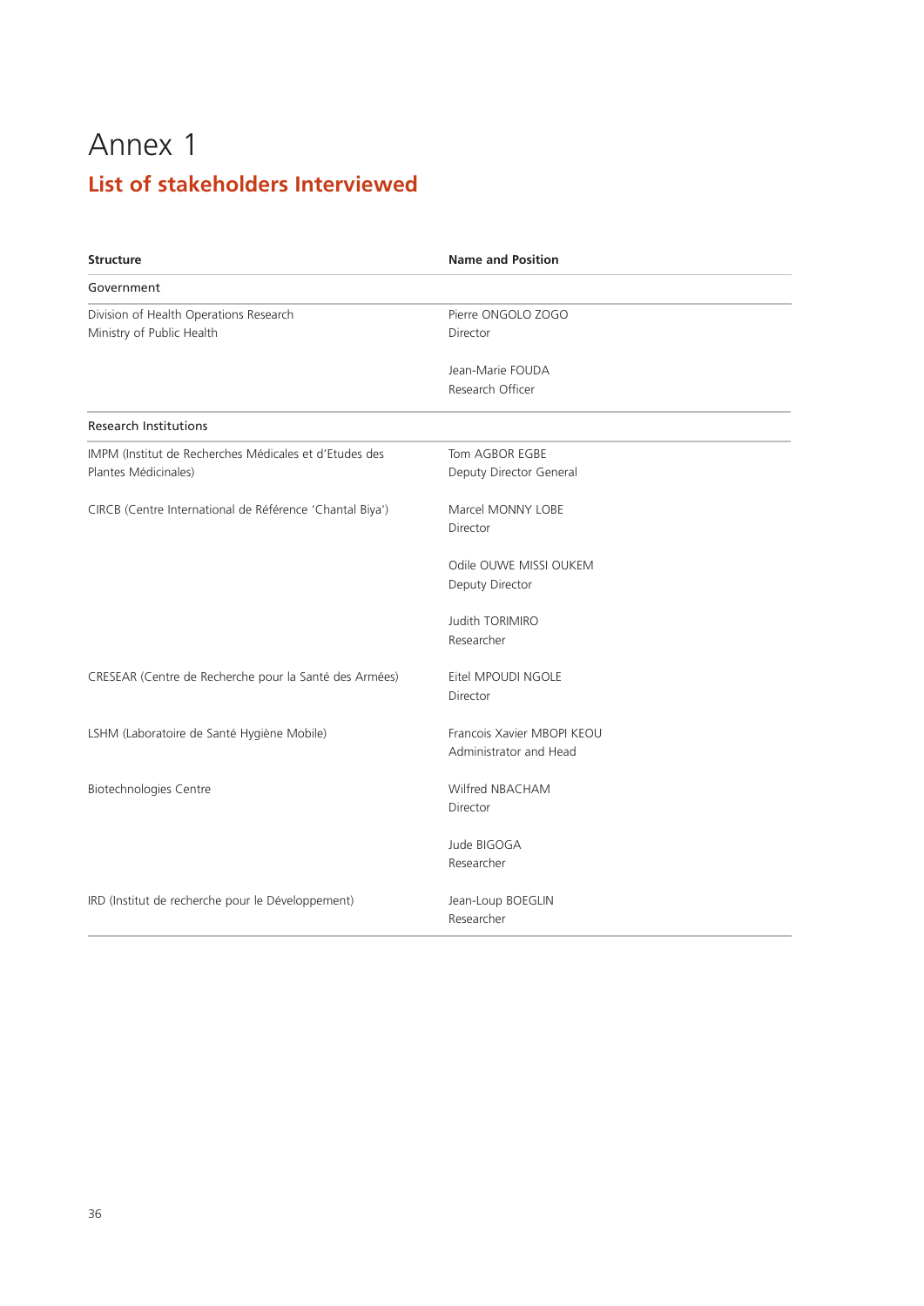# Annex 1

## List of stakeholders Interviewed

| Structure | Name and Position |
|---|---|
| **Government** | |
| Division of Health Operations Research<br>Ministry of Public Health | Pierre ONGOLO ZOGO<br>Director |
| | Jean-Marie FOUDA<br>Research Officer |
| **Research Institutions** | |
| IMPM (Institut de Recherches Médicales et d'Etudes des Plantes Médicinales) | Tom AGBOR EGBE<br>Deputy Director General |
| CIRCB (Centre International de Référence 'Chantal Biya') | Marcel MONNY LOBE<br>Director |
| | Odile OUWE MISSI OUKEM<br>Deputy Director |
| | Judith TORIMIRO<br>Researcher |
| CRESEAR (Centre de Recherche pour la Santé des Armées) | Eitel MPOUDI NGOLE<br>Director |
| LSHM (Laboratoire de Santé Hygiène Mobile) | Francois Xavier MBOPI KEOU<br>Administrator and Head |
| Biotechnologies Centre | Wilfred NBACHAM<br>Director |
| | Jude BIGOGA<br>Researcher |
| IRD (Institut de recherche pour le Développement) | Jean-Loup BOEGLIN<br>Researcher |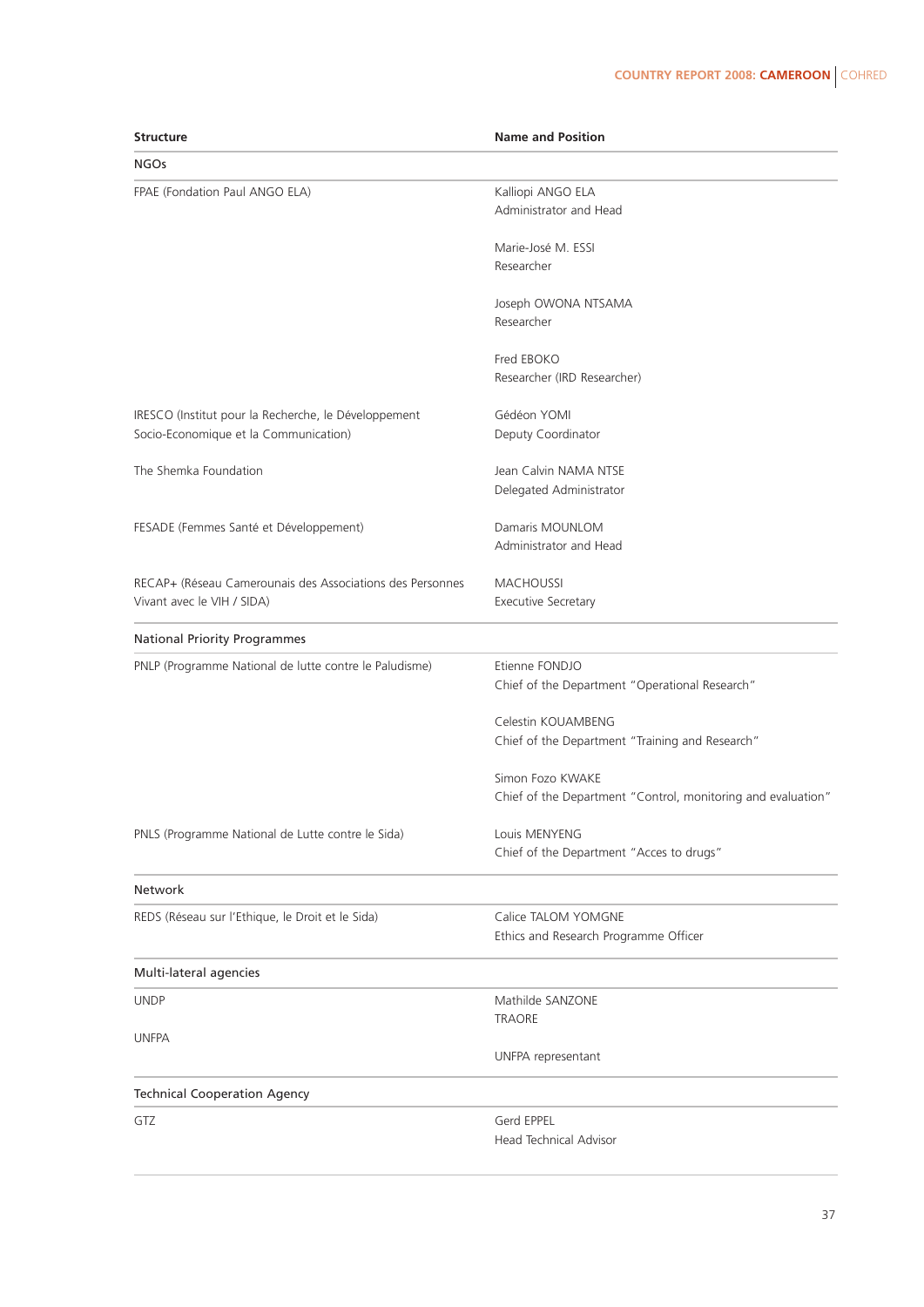| Structure | Name and Position |
|---|---|
| **NGOs** | |
| FPAE (Fondation Paul ANGO ELA) | Kalliopi ANGO ELA<br>Administrator and Head |
| | Marie-José M. ESSI<br>Researcher |
| | Joseph OWONA NTSAMA<br>Researcher |
| | Fred EBOKO<br>Researcher (IRD Researcher) |
| IRESCO (Institut pour la Recherche, le Développement Socio-Economique et la Communication) | Gédéon YOMI<br>Deputy Coordinator |
| The Shemka Foundation | Jean Calvin NAMA NTSE<br>Delegated Administrator |
| FESADE (Femmes Santé et Développement) | Damaris MOUNLOM<br>Administrator and Head |
| RECAP+ (Réseau Camerounais des Associations des Personnes Vivant avec le VIH / SIDA) | MACHOUSSI<br>Executive Secretary |
| **National Priority Programmes** | |
| PNLP (Programme National de lutte contre le Paludisme) | Etienne FONDJO<br>Chief of the Department "Operational Research" |
| | Celestin KOUAMBENG<br>Chief of the Department "Training and Research" |
| | Simon Fozo KWAKE<br>Chief of the Department "Control, monitoring and evaluation" |
| PNLS (Programme National de Lutte contre le Sida) | Louis MENYENG<br>Chief of the Department "Acces to drugs" |
| **Network** | |
| REDS (Réseau sur l'Ethique, le Droit et le Sida) | Calice TALOM YOMGNE<br>Ethics and Research Programme Officer |
| **Multi-lateral agencies** | |
| UNDP | Mathilde SANZONE<br>TRAORE |
| UNFPA | UNFPA representant |
| **Technical Cooperation Agency** | |
| GTZ | Gerd EPPEL<br>Head Technical Advisor |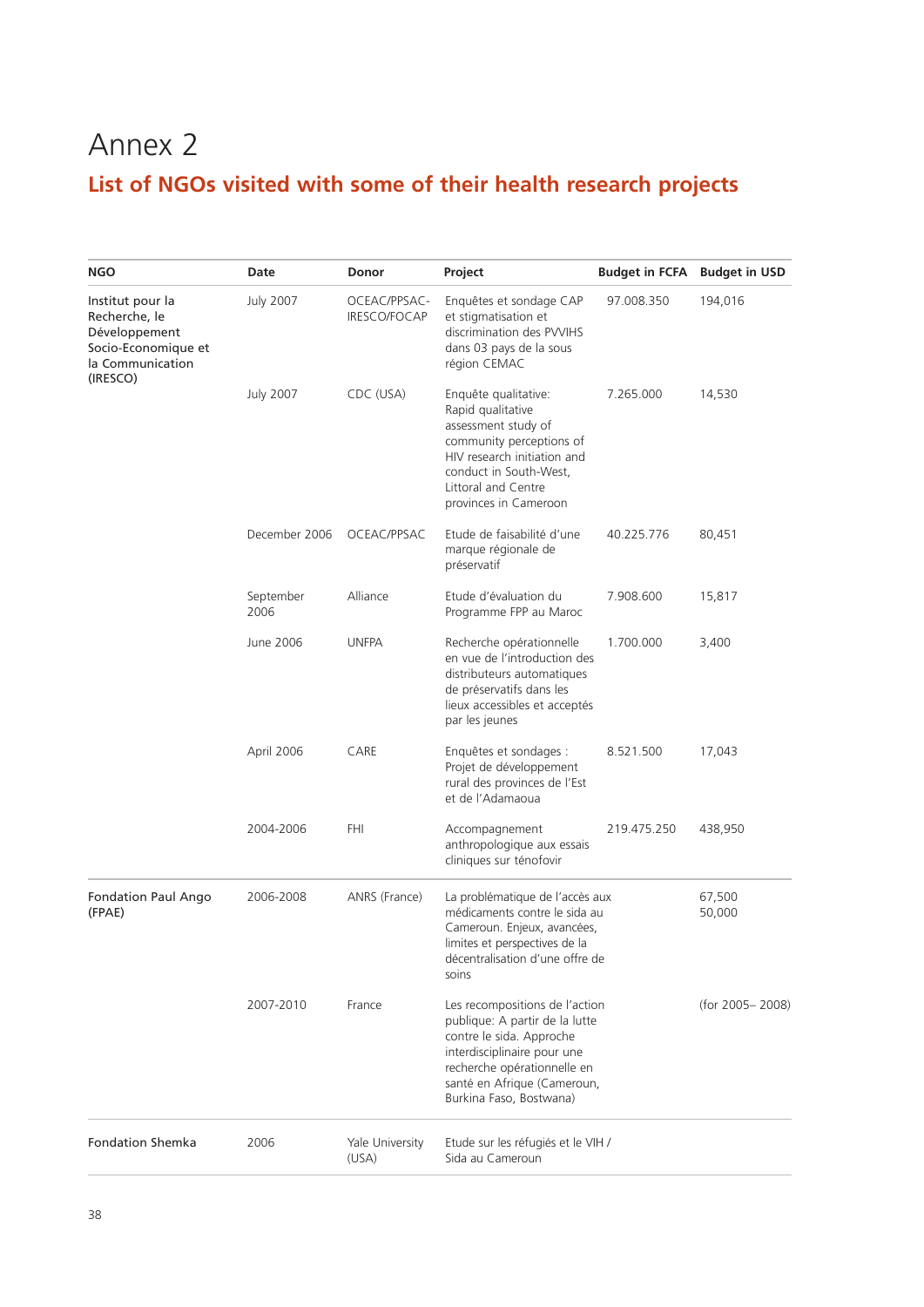# Annex 2

## List of NGOs visited with some of their health research projects

| NGO | Date | Donor | Project | Budget in FCFA | Budget in USD |
|---|---|---|---|---|---|
| Institut pour la Recherche, le Développement Socio-Economique et la Communication (IRESCO) | July 2007 | OCEAC/PPSAC-IRESCO/FOCAP | Enquêtes et sondage CAP et stigmatisation et discrimination des PVVIHS dans 03 pays de la sous région CEMAC | 97.008.350 | 194,016 |
| | July 2007 | CDC (USA) | Enquête qualitative: Rapid qualitative assessment study of community perceptions of HIV research initiation and conduct in South-West, Littoral and Centre provinces in Cameroon | 7.265.000 | 14,530 |
| | December 2006 | OCEAC/PPSAC | Etude de faisabilité d'une marque régionale de préservatif | 40.225.776 | 80,451 |
| | September 2006 | Alliance | Etude d'évaluation du Programme FPP au Maroc | 7.908.600 | 15,817 |
| | June 2006 | UNFPA | Recherche opérationnelle en vue de l'introduction des distributeurs automatiques de préservatifs dans les lieux accessibles et acceptés par les jeunes | 1.700.000 | 3,400 |
| | April 2006 | CARE | Enquêtes et sondages : Projet de développement rural des provinces de l'Est et de l'Adamaoua | 8.521.500 | 17,043 |
| | 2004-2006 | FHI | Accompagnement anthropologique aux essais cliniques sur ténofovir | 219.475.250 | 438,950 |
| Fondation Paul Ango (FPAE) | 2006-2008 | ANRS (France) | La problématique de l'accès aux médicaments contre le sida au Cameroun. Enjeux, avancées, limites et perspectives de la décentralisation d'une offre de soins | | 67,500<br>50,000 |
| | 2007-2010 | France | Les recompositions de l'action publique: A partir de la lutte contre le sida. Approche interdisciplinaire pour une recherche opérationnelle en santé en Afrique (Cameroun, Burkina Faso, Bostwana) | | (for 2005– 2008) |
| Fondation Shemka | 2006 | Yale University (USA) | Etude sur les réfugiés et le VIH / Sida au Cameroun | | |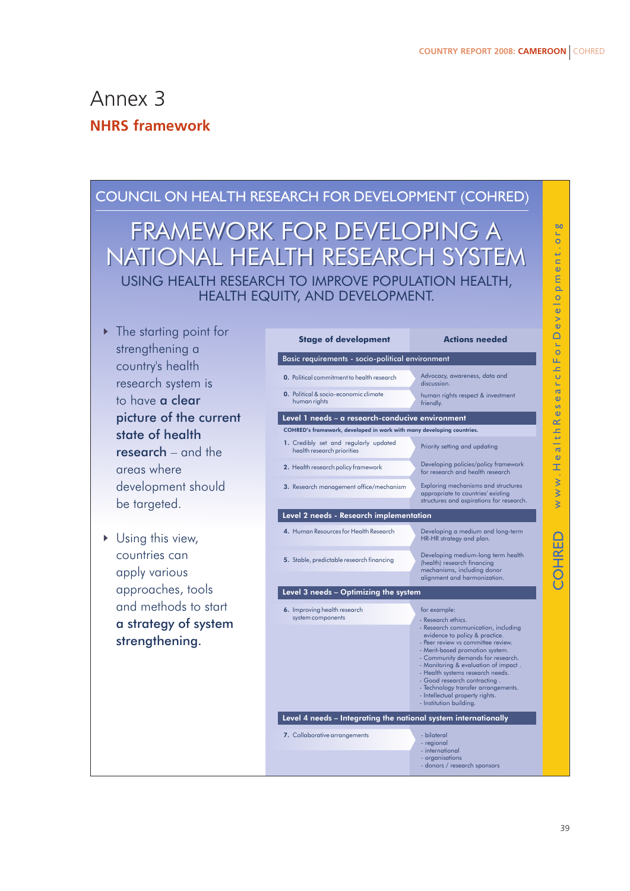# Annex 3

## NHRS framework

COUNCIL ON HEALTH RESEARCH FOR DEVELOPMENT (COHRED)

# FRAMEWORK FOR DEVELOPING A NATIONAL HEALTH RESEARCH SYSTEM

USING HEALTH RESEARCH TO IMPROVE POPULATION HEALTH, HEALTH EQUITY, AND DEVELOPMENT.

- The starting point for strengthening a country's health research system is to have **a clear picture of the current state of health research** – and the areas where development should be targeted.
- Using this view, countries can apply various approaches, tools and methods to start **a strategy of system strengthening.**

| Stage of development | Actions needed |
|---|---|
| **Basic requirements - socio-political environment** | |
| **0.** Political commitment to health research | Advocacy, awareness, data and discussion. |
| **0.** Political & socio-economic climate human rights | human rights respect & investment friendly. |
| **Level 1 needs – a research-conducive environment** | |
| **COHRED's framework, developed in work with many developing countries.** | |
| **1.** Credibly set and regularly updated health research priorities | Priority setting and updating |
| **2.** Health research policy framework | Developing policies/policy framework for research and health research |
| **3.** Research management office/mechanism | Exploring mechanisms and structures appropriate to countries' existing structures and aspirations for research. |
| **Level 2 needs - Research implementation** | |
| **4.** Human Resources for Health Research | Developing a medium and long-term HR-HR strategy and plan. |
| **5.** Stable, predictable research financing | Developing medium-long term health (health) research financing mechanisms, including donor alignment and harmonization. |
| **Level 3 needs – Optimizing the system** | |
| **6.** Improving health research system components | for example:<br>- Research ethics.<br>- Research communication, including evidence to policy & practice.<br>- Peer review vs committee review.<br>- Merit-based promotion system.<br>- Community demands for research.<br>- Monitoring & evaluation of impact .<br>- Health systems research needs.<br>- Good research contracting .<br>- Technology transfer arrangements.<br>- Intellectual property rights.<br>- Institution building. |
| **Level 4 needs – Integrating the national system internationally** | |
| **7.** Collaborative arrangements | - bilateral<br>- regional<br>- international<br>- organisations<br>- donors / research sponsors |

COHRED www.HealthResearchForDevelopment.org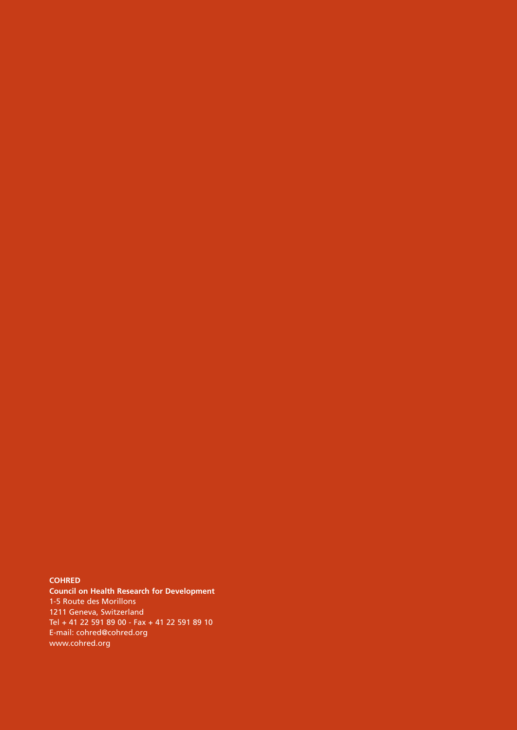**COHRED**
**Council on Health Research for Development**
1-5 Route des Morillons
1211 Geneva, Switzerland
Tel + 41 22 591 89 00 - Fax + 41 22 591 89 10
E-mail: cohred@cohred.org
www.cohred.org